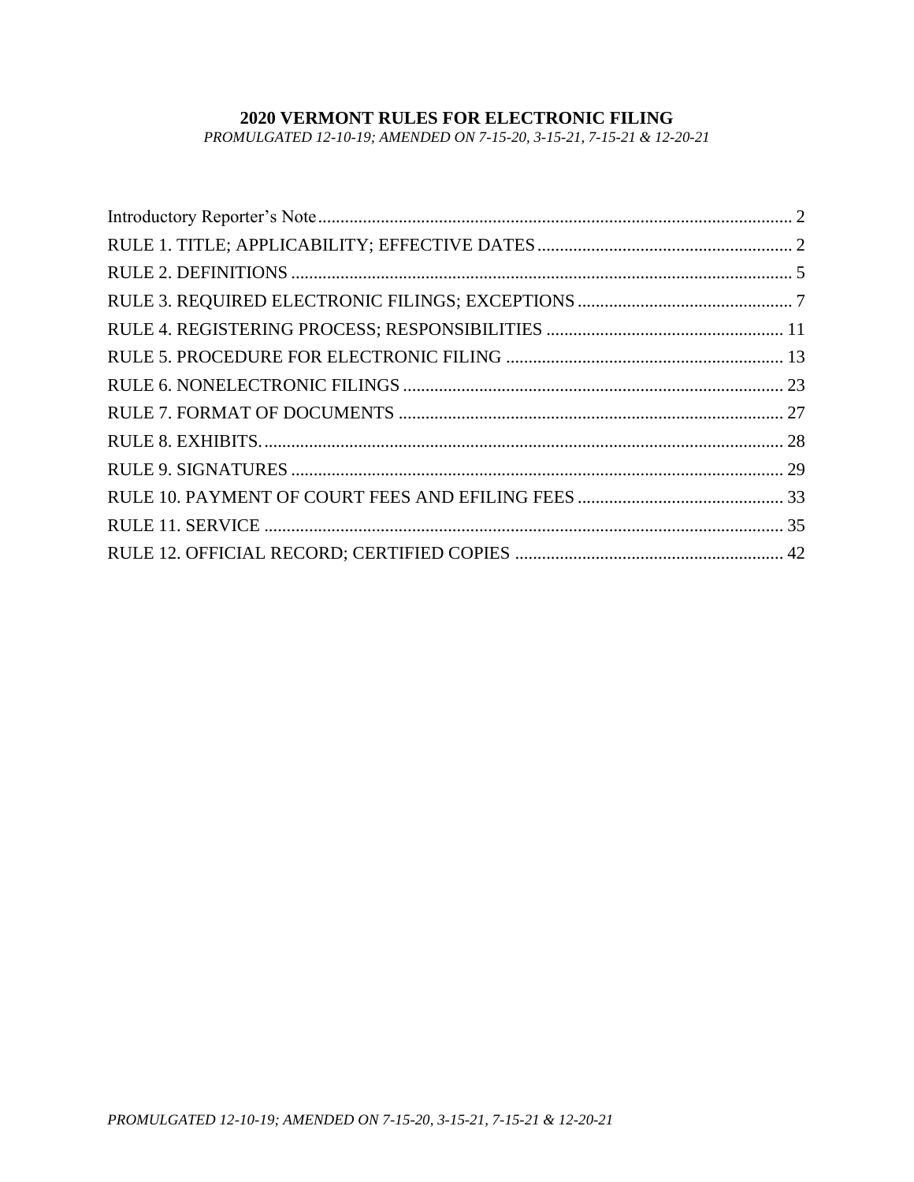# 2020 VERMONT RULES FOR ELECTRONIC FILING

*PROMULGATED 12-10-19; AMENDED ON 7-15-20, 3-15-21, 7-15-21 & 12-20-21*

| | |
|---|---|
| Introductory Reporter's Note | 2 |
| RULE 1. TITLE; APPLICABILITY; EFFECTIVE DATES | 2 |
| RULE 2. DEFINITIONS | 5 |
| RULE 3. REQUIRED ELECTRONIC FILINGS; EXCEPTIONS | 7 |
| RULE 4. REGISTERING PROCESS; RESPONSIBILITIES | 11 |
| RULE 5. PROCEDURE FOR ELECTRONIC FILING | 13 |
| RULE 6. NONELECTRONIC FILINGS | 23 |
| RULE 7. FORMAT OF DOCUMENTS | 27 |
| RULE 8. EXHIBITS. | 28 |
| RULE 9. SIGNATURES | 29 |
| RULE 10. PAYMENT OF COURT FEES AND EFILING FEES | 33 |
| RULE 11. SERVICE | 35 |
| RULE 12. OFFICIAL RECORD; CERTIFIED COPIES | 42 |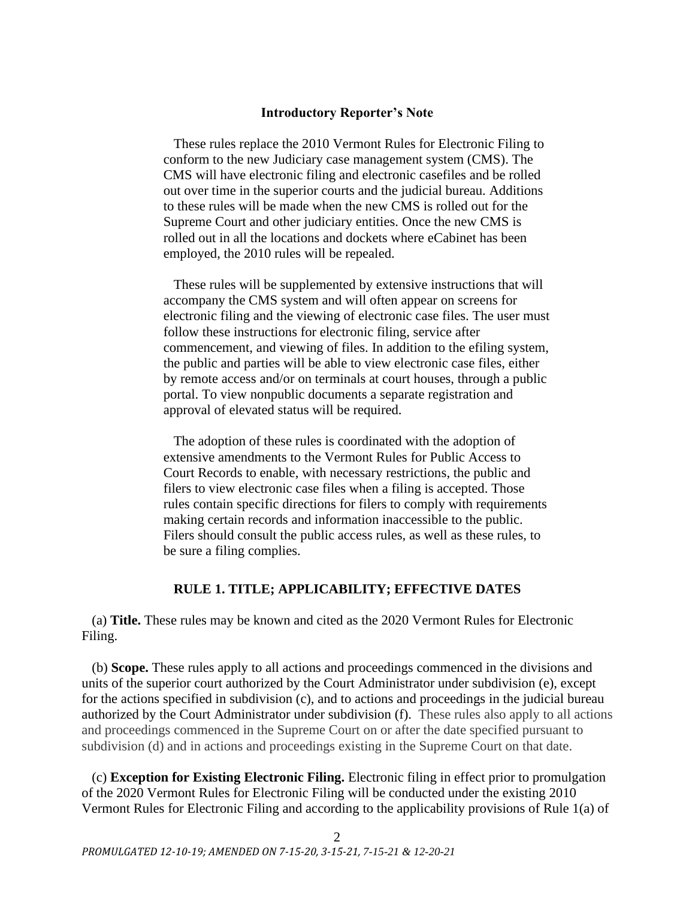## Introductory Reporter's Note

These rules replace the 2010 Vermont Rules for Electronic Filing to conform to the new Judiciary case management system (CMS). The CMS will have electronic filing and electronic casefiles and be rolled out over time in the superior courts and the judicial bureau. Additions to these rules will be made when the new CMS is rolled out for the Supreme Court and other judiciary entities. Once the new CMS is rolled out in all the locations and dockets where eCabinet has been employed, the 2010 rules will be repealed.

These rules will be supplemented by extensive instructions that will accompany the CMS system and will often appear on screens for electronic filing and the viewing of electronic case files. The user must follow these instructions for electronic filing, service after commencement, and viewing of files. In addition to the efiling system, the public and parties will be able to view electronic case files, either by remote access and/or on terminals at court houses, through a public portal. To view nonpublic documents a separate registration and approval of elevated status will be required.

The adoption of these rules is coordinated with the adoption of extensive amendments to the Vermont Rules for Public Access to Court Records to enable, with necessary restrictions, the public and filers to view electronic case files when a filing is accepted. Those rules contain specific directions for filers to comply with requirements making certain records and information inaccessible to the public. Filers should consult the public access rules, as well as these rules, to be sure a filing complies.

## RULE 1. TITLE; APPLICABILITY; EFFECTIVE DATES

(a) **Title.** These rules may be known and cited as the 2020 Vermont Rules for Electronic Filing.

(b) **Scope.** These rules apply to all actions and proceedings commenced in the divisions and units of the superior court authorized by the Court Administrator under subdivision (e), except for the actions specified in subdivision (c), and to actions and proceedings in the judicial bureau authorized by the Court Administrator under subdivision (f). These rules also apply to all actions and proceedings commenced in the Supreme Court on or after the date specified pursuant to subdivision (d) and in actions and proceedings existing in the Supreme Court on that date.

(c) **Exception for Existing Electronic Filing.** Electronic filing in effect prior to promulgation of the 2020 Vermont Rules for Electronic Filing will be conducted under the existing 2010 Vermont Rules for Electronic Filing and according to the applicability provisions of Rule 1(a) of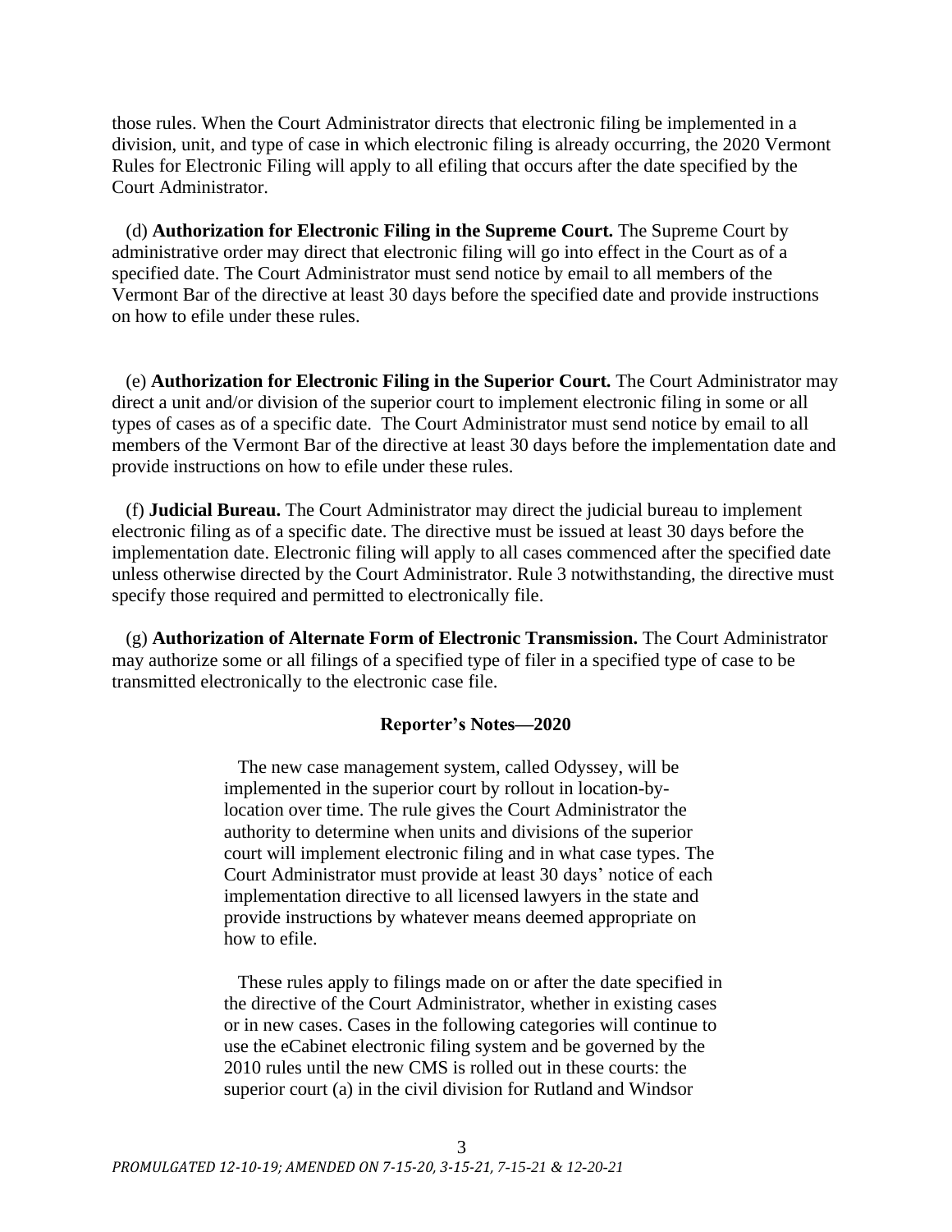those rules. When the Court Administrator directs that electronic filing be implemented in a division, unit, and type of case in which electronic filing is already occurring, the 2020 Vermont Rules for Electronic Filing will apply to all efiling that occurs after the date specified by the Court Administrator.

(d) **Authorization for Electronic Filing in the Supreme Court.** The Supreme Court by administrative order may direct that electronic filing will go into effect in the Court as of a specified date. The Court Administrator must send notice by email to all members of the Vermont Bar of the directive at least 30 days before the specified date and provide instructions on how to efile under these rules.

(e) **Authorization for Electronic Filing in the Superior Court.** The Court Administrator may direct a unit and/or division of the superior court to implement electronic filing in some or all types of cases as of a specific date. The Court Administrator must send notice by email to all members of the Vermont Bar of the directive at least 30 days before the implementation date and provide instructions on how to efile under these rules.

(f) **Judicial Bureau.** The Court Administrator may direct the judicial bureau to implement electronic filing as of a specific date. The directive must be issued at least 30 days before the implementation date. Electronic filing will apply to all cases commenced after the specified date unless otherwise directed by the Court Administrator. Rule 3 notwithstanding, the directive must specify those required and permitted to electronically file.

(g) **Authorization of Alternate Form of Electronic Transmission.** The Court Administrator may authorize some or all filings of a specified type of filer in a specified type of case to be transmitted electronically to the electronic case file.

**Reporter's Notes—2020**

The new case management system, called Odyssey, will be implemented in the superior court by rollout in location-by-location over time. The rule gives the Court Administrator the authority to determine when units and divisions of the superior court will implement electronic filing and in what case types. The Court Administrator must provide at least 30 days' notice of each implementation directive to all licensed lawyers in the state and provide instructions by whatever means deemed appropriate on how to efile.

These rules apply to filings made on or after the date specified in the directive of the Court Administrator, whether in existing cases or in new cases. Cases in the following categories will continue to use the eCabinet electronic filing system and be governed by the 2010 rules until the new CMS is rolled out in these courts: the superior court (a) in the civil division for Rutland and Windsor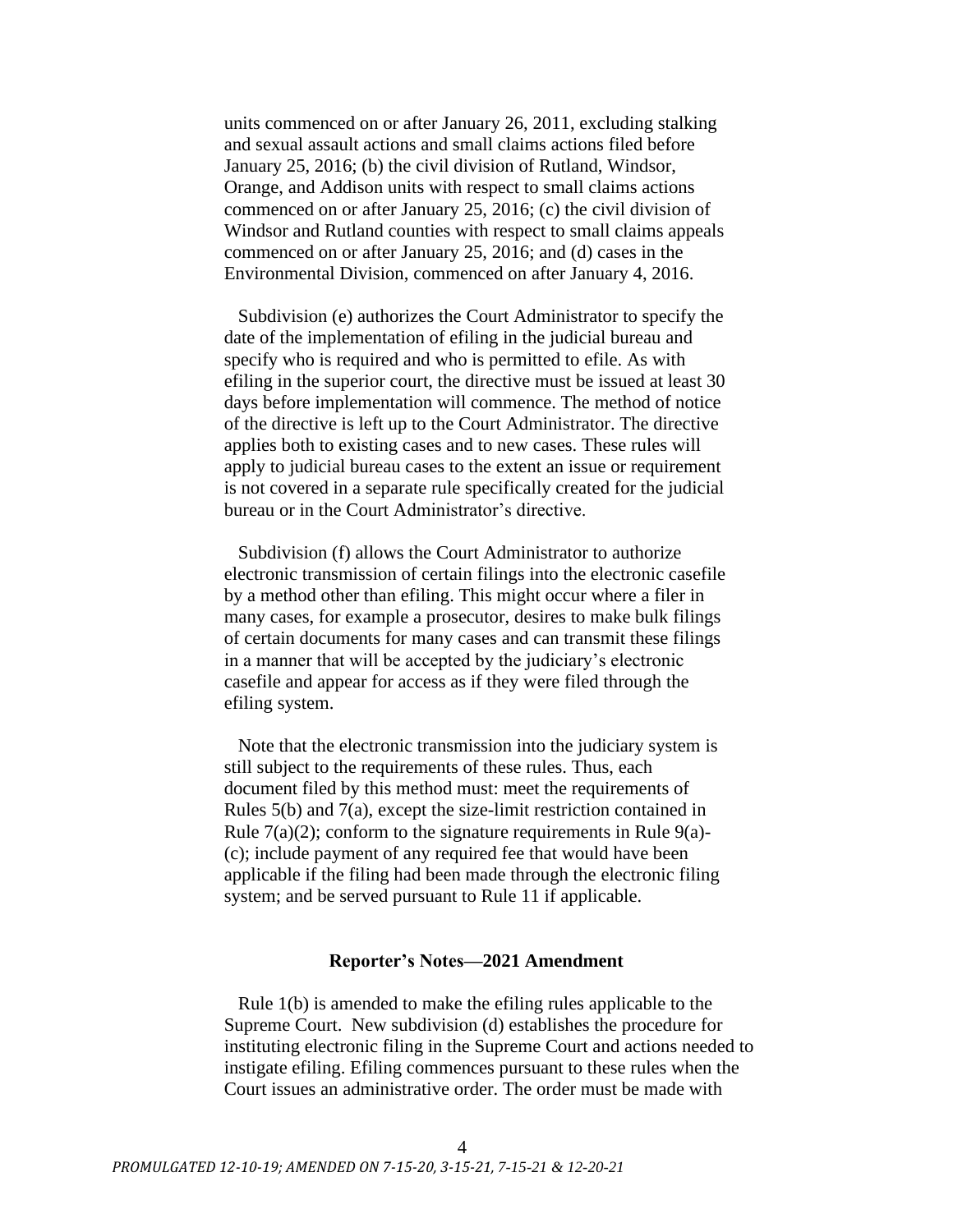units commenced on or after January 26, 2011, excluding stalking and sexual assault actions and small claims actions filed before January 25, 2016; (b) the civil division of Rutland, Windsor, Orange, and Addison units with respect to small claims actions commenced on or after January 25, 2016; (c) the civil division of Windsor and Rutland counties with respect to small claims appeals commenced on or after January 25, 2016; and (d) cases in the Environmental Division, commenced on after January 4, 2016.

Subdivision (e) authorizes the Court Administrator to specify the date of the implementation of efiling in the judicial bureau and specify who is required and who is permitted to efile. As with efiling in the superior court, the directive must be issued at least 30 days before implementation will commence. The method of notice of the directive is left up to the Court Administrator. The directive applies both to existing cases and to new cases. These rules will apply to judicial bureau cases to the extent an issue or requirement is not covered in a separate rule specifically created for the judicial bureau or in the Court Administrator's directive.

Subdivision (f) allows the Court Administrator to authorize electronic transmission of certain filings into the electronic casefile by a method other than efiling. This might occur where a filer in many cases, for example a prosecutor, desires to make bulk filings of certain documents for many cases and can transmit these filings in a manner that will be accepted by the judiciary's electronic casefile and appear for access as if they were filed through the efiling system.

Note that the electronic transmission into the judiciary system is still subject to the requirements of these rules. Thus, each document filed by this method must: meet the requirements of Rules 5(b) and 7(a), except the size-limit restriction contained in Rule 7(a)(2); conform to the signature requirements in Rule 9(a)-(c); include payment of any required fee that would have been applicable if the filing had been made through the electronic filing system; and be served pursuant to Rule 11 if applicable.

### Reporter's Notes—2021 Amendment

Rule 1(b) is amended to make the efiling rules applicable to the Supreme Court. New subdivision (d) establishes the procedure for instituting electronic filing in the Supreme Court and actions needed to instigate efiling. Efiling commences pursuant to these rules when the Court issues an administrative order. The order must be made with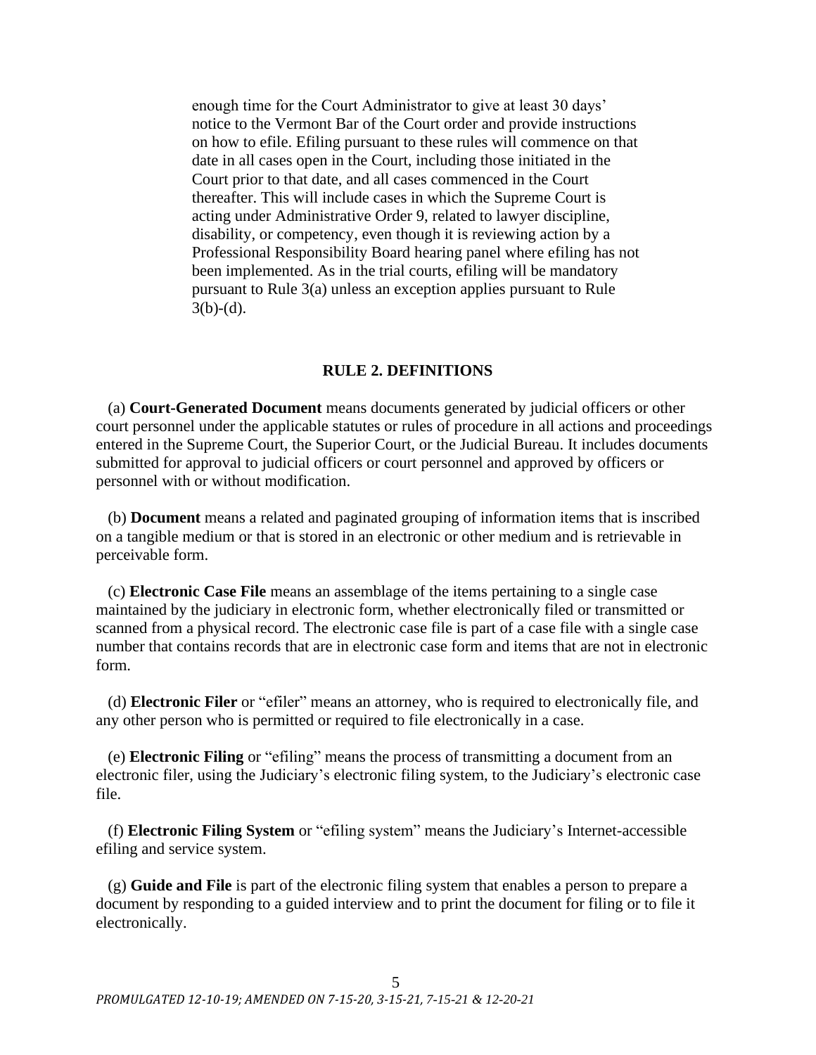enough time for the Court Administrator to give at least 30 days' notice to the Vermont Bar of the Court order and provide instructions on how to efile. Efiling pursuant to these rules will commence on that date in all cases open in the Court, including those initiated in the Court prior to that date, and all cases commenced in the Court thereafter. This will include cases in which the Supreme Court is acting under Administrative Order 9, related to lawyer discipline, disability, or competency, even though it is reviewing action by a Professional Responsibility Board hearing panel where efiling has not been implemented. As in the trial courts, efiling will be mandatory pursuant to Rule 3(a) unless an exception applies pursuant to Rule 3(b)-(d).

## RULE 2. DEFINITIONS

(a) **Court-Generated Document** means documents generated by judicial officers or other court personnel under the applicable statutes or rules of procedure in all actions and proceedings entered in the Supreme Court, the Superior Court, or the Judicial Bureau. It includes documents submitted for approval to judicial officers or court personnel and approved by officers or personnel with or without modification.

(b) **Document** means a related and paginated grouping of information items that is inscribed on a tangible medium or that is stored in an electronic or other medium and is retrievable in perceivable form.

(c) **Electronic Case File** means an assemblage of the items pertaining to a single case maintained by the judiciary in electronic form, whether electronically filed or transmitted or scanned from a physical record. The electronic case file is part of a case file with a single case number that contains records that are in electronic case form and items that are not in electronic form.

(d) **Electronic Filer** or "efiler" means an attorney, who is required to electronically file, and any other person who is permitted or required to file electronically in a case.

(e) **Electronic Filing** or "efiling" means the process of transmitting a document from an electronic filer, using the Judiciary's electronic filing system, to the Judiciary's electronic case file.

(f) **Electronic Filing System** or "efiling system" means the Judiciary's Internet-accessible efiling and service system.

(g) **Guide and File** is part of the electronic filing system that enables a person to prepare a document by responding to a guided interview and to print the document for filing or to file it electronically.

*PROMULGATED 12-10-19; AMENDED ON 7-15-20, 3-15-21, 7-15-21 & 12-20-21*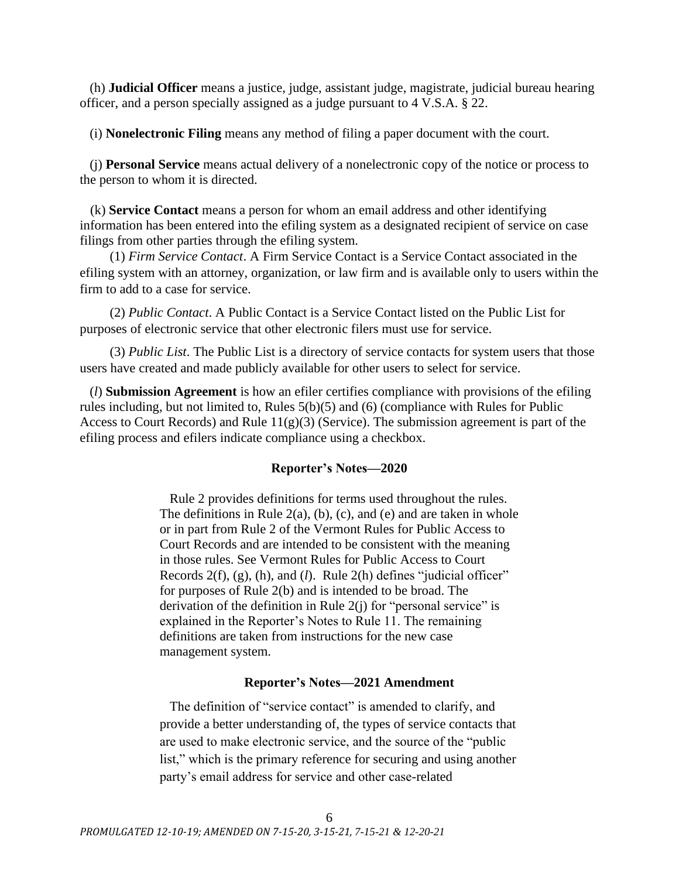(h) **Judicial Officer** means a justice, judge, assistant judge, magistrate, judicial bureau hearing officer, and a person specially assigned as a judge pursuant to 4 V.S.A. § 22.

(i) **Nonelectronic Filing** means any method of filing a paper document with the court.

(j) **Personal Service** means actual delivery of a nonelectronic copy of the notice or process to the person to whom it is directed.

(k) **Service Contact** means a person for whom an email address and other identifying information has been entered into the efiling system as a designated recipient of service on case filings from other parties through the efiling system.

(1) *Firm Service Contact*. A Firm Service Contact is a Service Contact associated in the efiling system with an attorney, organization, or law firm and is available only to users within the firm to add to a case for service.

(2) *Public Contact*. A Public Contact is a Service Contact listed on the Public List for purposes of electronic service that other electronic filers must use for service.

(3) *Public List*. The Public List is a directory of service contacts for system users that those users have created and made publicly available for other users to select for service.

(*l*) **Submission Agreement** is how an efiler certifies compliance with provisions of the efiling rules including, but not limited to, Rules 5(b)(5) and (6) (compliance with Rules for Public Access to Court Records) and Rule 11(g)(3) (Service). The submission agreement is part of the efiling process and efilers indicate compliance using a checkbox.

### Reporter's Notes—2020

Rule 2 provides definitions for terms used throughout the rules. The definitions in Rule 2(a), (b), (c), and (e) and are taken in whole or in part from Rule 2 of the Vermont Rules for Public Access to Court Records and are intended to be consistent with the meaning in those rules. See Vermont Rules for Public Access to Court Records 2(f), (g), (h), and (*l*). Rule 2(h) defines "judicial officer" for purposes of Rule 2(b) and is intended to be broad. The derivation of the definition in Rule 2(j) for "personal service" is explained in the Reporter's Notes to Rule 11. The remaining definitions are taken from instructions for the new case management system.

### Reporter's Notes—2021 Amendment

The definition of "service contact" is amended to clarify, and provide a better understanding of, the types of service contacts that are used to make electronic service, and the source of the "public list," which is the primary reference for securing and using another party's email address for service and other case-related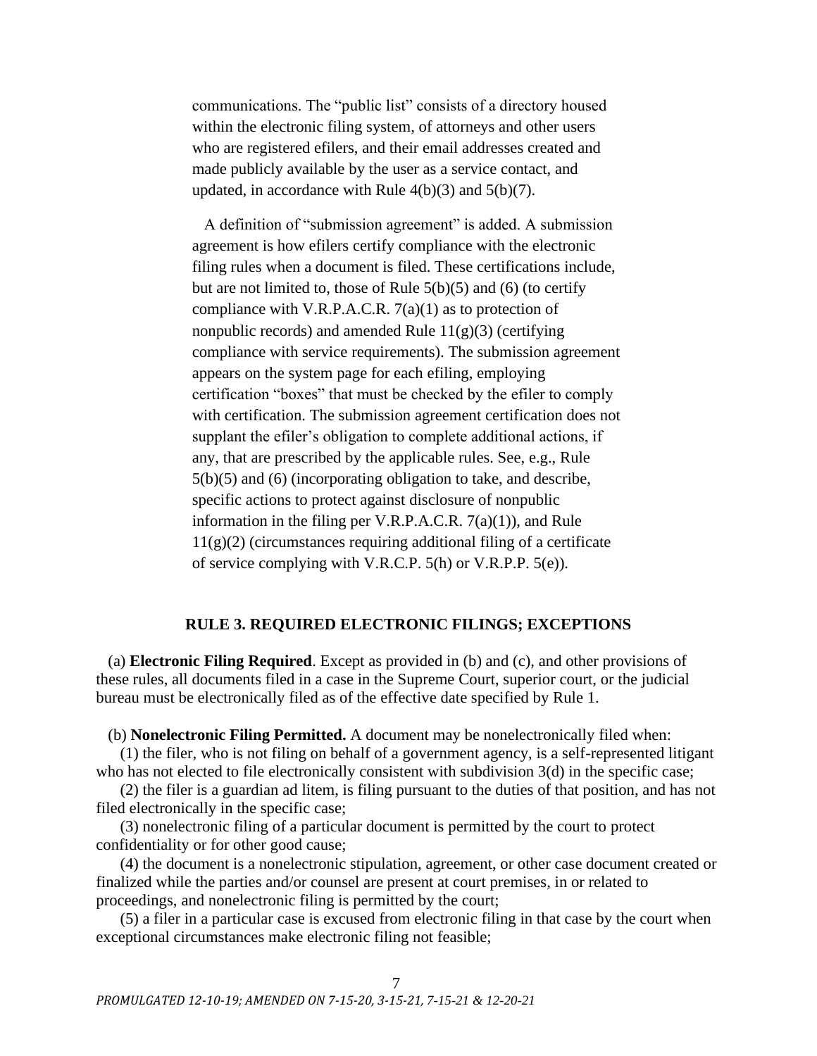communications. The "public list" consists of a directory housed within the electronic filing system, of attorneys and other users who are registered efilers, and their email addresses created and made publicly available by the user as a service contact, and updated, in accordance with Rule 4(b)(3) and 5(b)(7).

A definition of "submission agreement" is added. A submission agreement is how efilers certify compliance with the electronic filing rules when a document is filed. These certifications include, but are not limited to, those of Rule 5(b)(5) and (6) (to certify compliance with V.R.P.A.C.R. 7(a)(1) as to protection of nonpublic records) and amended Rule 11(g)(3) (certifying compliance with service requirements). The submission agreement appears on the system page for each efiling, employing certification "boxes" that must be checked by the efiler to comply with certification. The submission agreement certification does not supplant the efiler's obligation to complete additional actions, if any, that are prescribed by the applicable rules. See, e.g., Rule 5(b)(5) and (6) (incorporating obligation to take, and describe, specific actions to protect against disclosure of nonpublic information in the filing per V.R.P.A.C.R. 7(a)(1)), and Rule 11(g)(2) (circumstances requiring additional filing of a certificate of service complying with V.R.C.P. 5(h) or V.R.P.P. 5(e)).

## RULE 3. REQUIRED ELECTRONIC FILINGS; EXCEPTIONS

(a) **Electronic Filing Required**. Except as provided in (b) and (c), and other provisions of these rules, all documents filed in a case in the Supreme Court, superior court, or the judicial bureau must be electronically filed as of the effective date specified by Rule 1.

(b) **Nonelectronic Filing Permitted.** A document may be nonelectronically filed when:

(1) the filer, who is not filing on behalf of a government agency, is a self-represented litigant who has not elected to file electronically consistent with subdivision 3(d) in the specific case;

(2) the filer is a guardian ad litem, is filing pursuant to the duties of that position, and has not filed electronically in the specific case;

(3) nonelectronic filing of a particular document is permitted by the court to protect confidentiality or for other good cause;

(4) the document is a nonelectronic stipulation, agreement, or other case document created or finalized while the parties and/or counsel are present at court premises, in or related to proceedings, and nonelectronic filing is permitted by the court;

(5) a filer in a particular case is excused from electronic filing in that case by the court when exceptional circumstances make electronic filing not feasible;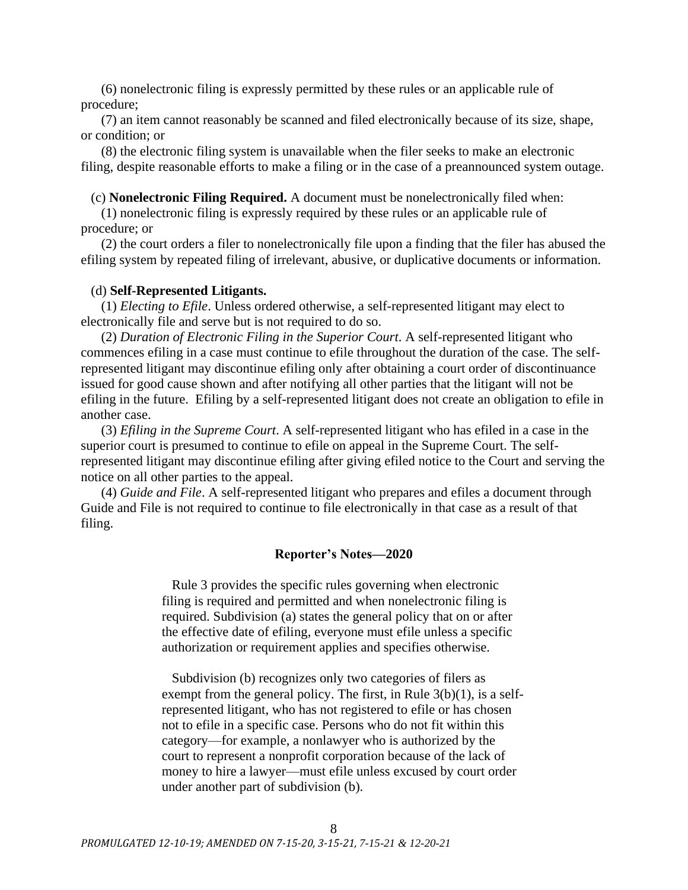(6) nonelectronic filing is expressly permitted by these rules or an applicable rule of procedure;

(7) an item cannot reasonably be scanned and filed electronically because of its size, shape, or condition; or

(8) the electronic filing system is unavailable when the filer seeks to make an electronic filing, despite reasonable efforts to make a filing or in the case of a preannounced system outage.

(c) **Nonelectronic Filing Required.** A document must be nonelectronically filed when:

(1) nonelectronic filing is expressly required by these rules or an applicable rule of procedure; or

(2) the court orders a filer to nonelectronically file upon a finding that the filer has abused the efiling system by repeated filing of irrelevant, abusive, or duplicative documents or information.

(d) **Self-Represented Litigants.**

(1) *Electing to Efile*. Unless ordered otherwise, a self-represented litigant may elect to electronically file and serve but is not required to do so.

(2) *Duration of Electronic Filing in the Superior Court*. A self-represented litigant who commences efiling in a case must continue to efile throughout the duration of the case. The self-represented litigant may discontinue efiling only after obtaining a court order of discontinuance issued for good cause shown and after notifying all other parties that the litigant will not be efiling in the future. Efiling by a self-represented litigant does not create an obligation to efile in another case.

(3) *Efiling in the Supreme Court*. A self-represented litigant who has efiled in a case in the superior court is presumed to continue to efile on appeal in the Supreme Court. The self-represented litigant may discontinue efiling after giving efiled notice to the Court and serving the notice on all other parties to the appeal.

(4) *Guide and File*. A self-represented litigant who prepares and efiles a document through Guide and File is not required to continue to file electronically in that case as a result of that filing.

### Reporter's Notes—2020

Rule 3 provides the specific rules governing when electronic filing is required and permitted and when nonelectronic filing is required. Subdivision (a) states the general policy that on or after the effective date of efiling, everyone must efile unless a specific authorization or requirement applies and specifies otherwise.

Subdivision (b) recognizes only two categories of filers as exempt from the general policy. The first, in Rule 3(b)(1), is a self-represented litigant, who has not registered to efile or has chosen not to efile in a specific case. Persons who do not fit within this category—for example, a nonlawyer who is authorized by the court to represent a nonprofit corporation because of the lack of money to hire a lawyer—must efile unless excused by court order under another part of subdivision (b).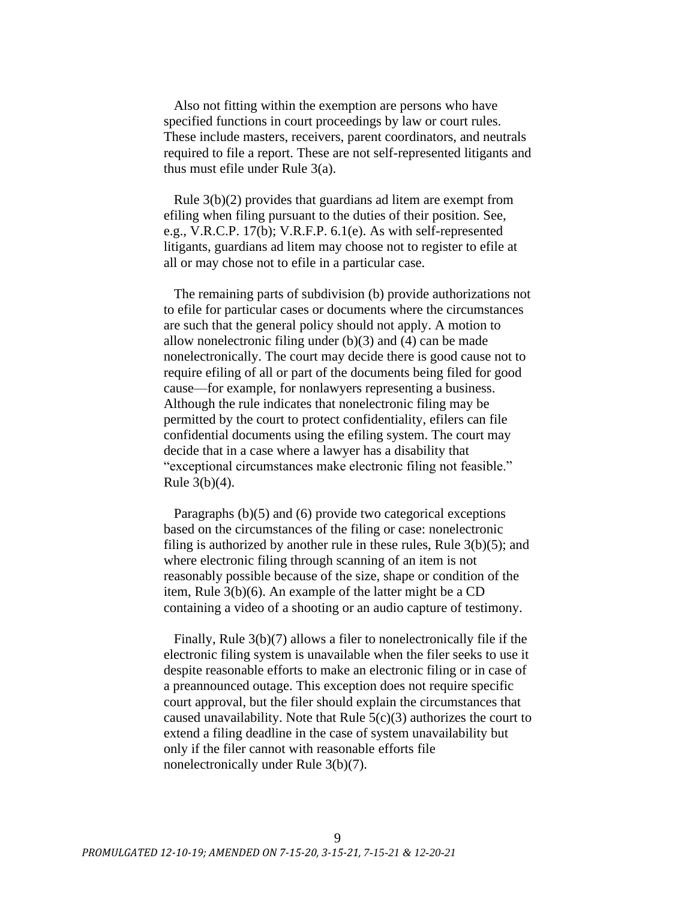Also not fitting within the exemption are persons who have specified functions in court proceedings by law or court rules. These include masters, receivers, parent coordinators, and neutrals required to file a report. These are not self-represented litigants and thus must efile under Rule 3(a).

Rule 3(b)(2) provides that guardians ad litem are exempt from efiling when filing pursuant to the duties of their position. See, e.g., V.R.C.P. 17(b); V.R.F.P. 6.1(e). As with self-represented litigants, guardians ad litem may choose not to register to efile at all or may chose not to efile in a particular case.

The remaining parts of subdivision (b) provide authorizations not to efile for particular cases or documents where the circumstances are such that the general policy should not apply. A motion to allow nonelectronic filing under (b)(3) and (4) can be made nonelectronically. The court may decide there is good cause not to require efiling of all or part of the documents being filed for good cause—for example, for nonlawyers representing a business. Although the rule indicates that nonelectronic filing may be permitted by the court to protect confidentiality, efilers can file confidential documents using the efiling system. The court may decide that in a case where a lawyer has a disability that "exceptional circumstances make electronic filing not feasible." Rule 3(b)(4).

Paragraphs (b)(5) and (6) provide two categorical exceptions based on the circumstances of the filing or case: nonelectronic filing is authorized by another rule in these rules, Rule 3(b)(5); and where electronic filing through scanning of an item is not reasonably possible because of the size, shape or condition of the item, Rule 3(b)(6). An example of the latter might be a CD containing a video of a shooting or an audio capture of testimony.

Finally, Rule 3(b)(7) allows a filer to nonelectronically file if the electronic filing system is unavailable when the filer seeks to use it despite reasonable efforts to make an electronic filing or in case of a preannounced outage. This exception does not require specific court approval, but the filer should explain the circumstances that caused unavailability. Note that Rule 5(c)(3) authorizes the court to extend a filing deadline in the case of system unavailability but only if the filer cannot with reasonable efforts file nonelectronically under Rule 3(b)(7).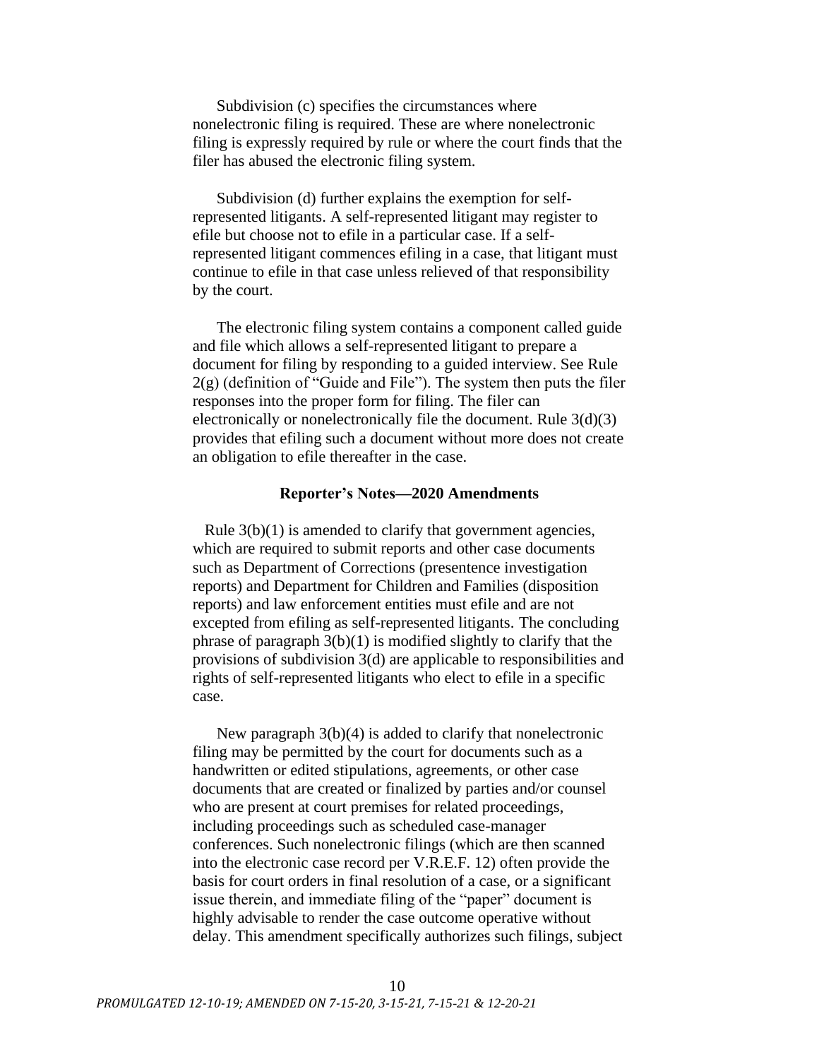Subdivision (c) specifies the circumstances where nonelectronic filing is required. These are where nonelectronic filing is expressly required by rule or where the court finds that the filer has abused the electronic filing system.

Subdivision (d) further explains the exemption for self-represented litigants. A self-represented litigant may register to efile but choose not to efile in a particular case. If a self-represented litigant commences efiling in a case, that litigant must continue to efile in that case unless relieved of that responsibility by the court.

The electronic filing system contains a component called guide and file which allows a self-represented litigant to prepare a document for filing by responding to a guided interview. See Rule 2(g) (definition of "Guide and File"). The system then puts the filer responses into the proper form for filing. The filer can electronically or nonelectronically file the document. Rule 3(d)(3) provides that efiling such a document without more does not create an obligation to efile thereafter in the case.

### Reporter's Notes—2020 Amendments

Rule 3(b)(1) is amended to clarify that government agencies, which are required to submit reports and other case documents such as Department of Corrections (presentence investigation reports) and Department for Children and Families (disposition reports) and law enforcement entities must efile and are not excepted from efiling as self-represented litigants. The concluding phrase of paragraph 3(b)(1) is modified slightly to clarify that the provisions of subdivision 3(d) are applicable to responsibilities and rights of self-represented litigants who elect to efile in a specific case.

New paragraph 3(b)(4) is added to clarify that nonelectronic filing may be permitted by the court for documents such as a handwritten or edited stipulations, agreements, or other case documents that are created or finalized by parties and/or counsel who are present at court premises for related proceedings, including proceedings such as scheduled case-manager conferences. Such nonelectronic filings (which are then scanned into the electronic case record per V.R.E.F. 12) often provide the basis for court orders in final resolution of a case, or a significant issue therein, and immediate filing of the "paper" document is highly advisable to render the case outcome operative without delay. This amendment specifically authorizes such filings, subject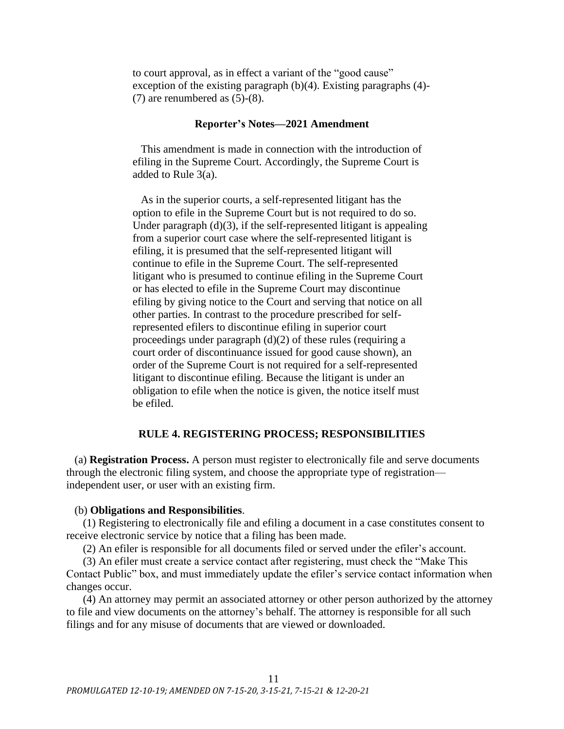to court approval, as in effect a variant of the "good cause" exception of the existing paragraph (b)(4). Existing paragraphs (4)-(7) are renumbered as (5)-(8).

**Reporter's Notes—2021 Amendment**

This amendment is made in connection with the introduction of efiling in the Supreme Court. Accordingly, the Supreme Court is added to Rule 3(a).

As in the superior courts, a self-represented litigant has the option to efile in the Supreme Court but is not required to do so. Under paragraph (d)(3), if the self-represented litigant is appealing from a superior court case where the self-represented litigant is efiling, it is presumed that the self-represented litigant will continue to efile in the Supreme Court. The self-represented litigant who is presumed to continue efiling in the Supreme Court or has elected to efile in the Supreme Court may discontinue efiling by giving notice to the Court and serving that notice on all other parties. In contrast to the procedure prescribed for self-represented efilers to discontinue efiling in superior court proceedings under paragraph (d)(2) of these rules (requiring a court order of discontinuance issued for good cause shown), an order of the Supreme Court is not required for a self-represented litigant to discontinue efiling. Because the litigant is under an obligation to efile when the notice is given, the notice itself must be efiled.

## RULE 4. REGISTERING PROCESS; RESPONSIBILITIES

(a) **Registration Process.** A person must register to electronically file and serve documents through the electronic filing system, and choose the appropriate type of registration—independent user, or user with an existing firm.

(b) **Obligations and Responsibilities**.

(1) Registering to electronically file and efiling a document in a case constitutes consent to receive electronic service by notice that a filing has been made.

(2) An efiler is responsible for all documents filed or served under the efiler's account.

(3) An efiler must create a service contact after registering, must check the "Make This Contact Public" box, and must immediately update the efiler's service contact information when changes occur.

(4) An attorney may permit an associated attorney or other person authorized by the attorney to file and view documents on the attorney's behalf. The attorney is responsible for all such filings and for any misuse of documents that are viewed or downloaded.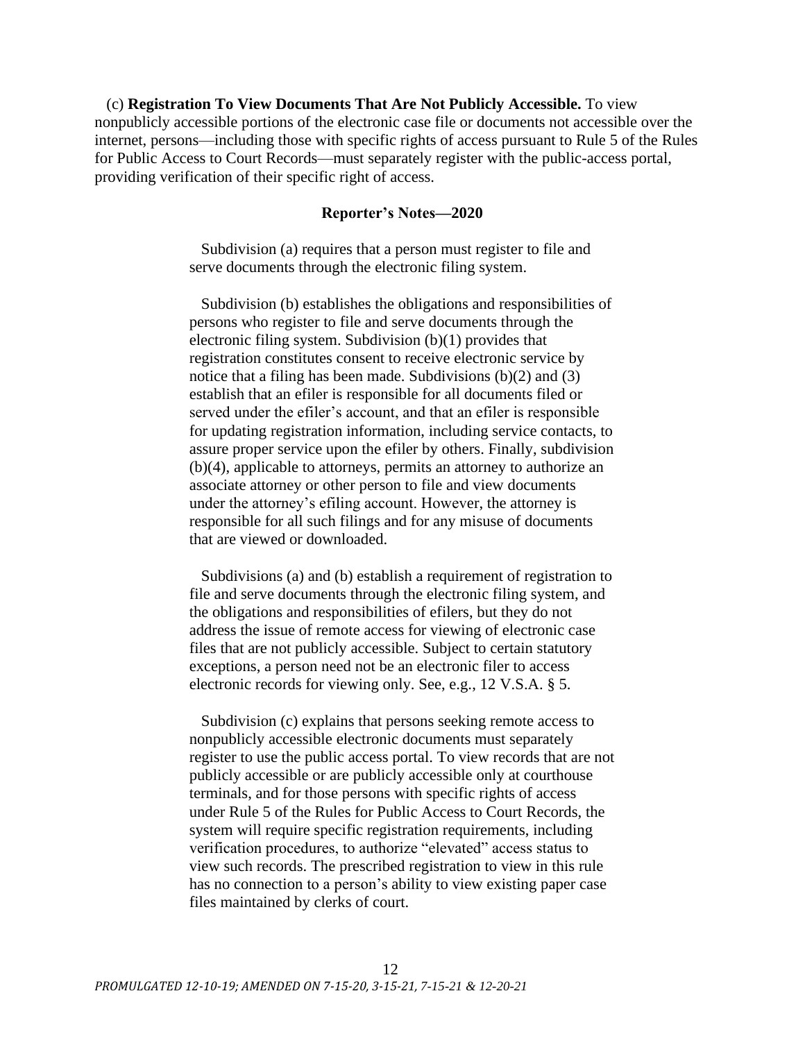(c) **Registration To View Documents That Are Not Publicly Accessible.** To view nonpublicly accessible portions of the electronic case file or documents not accessible over the internet, persons—including those with specific rights of access pursuant to Rule 5 of the Rules for Public Access to Court Records—must separately register with the public-access portal, providing verification of their specific right of access.

**Reporter's Notes—2020**

Subdivision (a) requires that a person must register to file and serve documents through the electronic filing system.

Subdivision (b) establishes the obligations and responsibilities of persons who register to file and serve documents through the electronic filing system. Subdivision (b)(1) provides that registration constitutes consent to receive electronic service by notice that a filing has been made. Subdivisions (b)(2) and (3) establish that an efiler is responsible for all documents filed or served under the efiler's account, and that an efiler is responsible for updating registration information, including service contacts, to assure proper service upon the efiler by others. Finally, subdivision (b)(4), applicable to attorneys, permits an attorney to authorize an associate attorney or other person to file and view documents under the attorney's efiling account. However, the attorney is responsible for all such filings and for any misuse of documents that are viewed or downloaded.

Subdivisions (a) and (b) establish a requirement of registration to file and serve documents through the electronic filing system, and the obligations and responsibilities of efilers, but they do not address the issue of remote access for viewing of electronic case files that are not publicly accessible. Subject to certain statutory exceptions, a person need not be an electronic filer to access electronic records for viewing only. See, e.g., 12 V.S.A. § 5.

Subdivision (c) explains that persons seeking remote access to nonpublicly accessible electronic documents must separately register to use the public access portal. To view records that are not publicly accessible or are publicly accessible only at courthouse terminals, and for those persons with specific rights of access under Rule 5 of the Rules for Public Access to Court Records, the system will require specific registration requirements, including verification procedures, to authorize "elevated" access status to view such records. The prescribed registration to view in this rule has no connection to a person's ability to view existing paper case files maintained by clerks of court.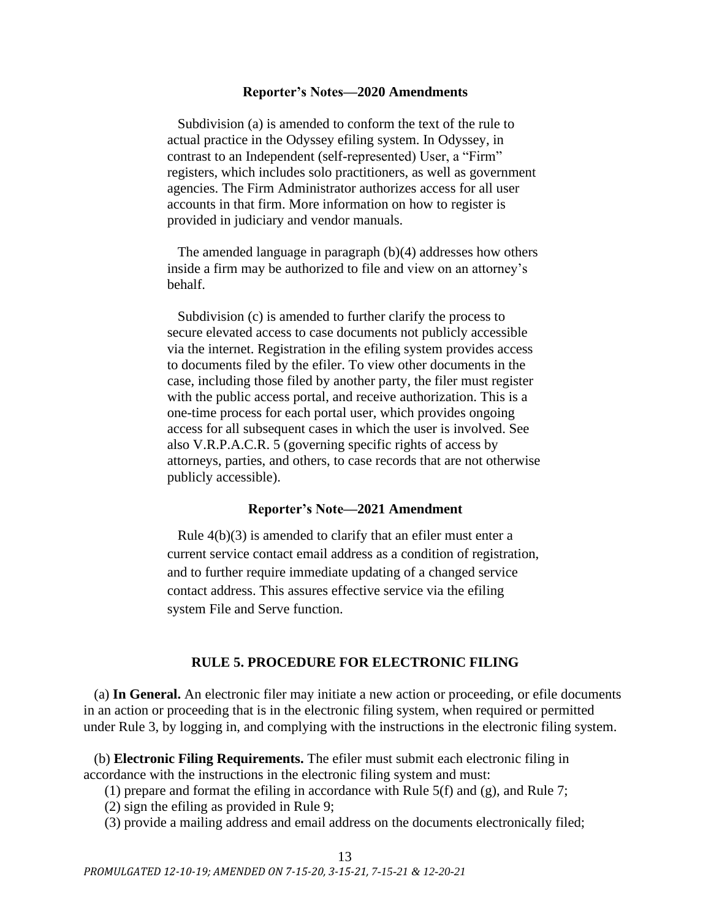### Reporter's Notes—2020 Amendments

Subdivision (a) is amended to conform the text of the rule to actual practice in the Odyssey efiling system. In Odyssey, in contrast to an Independent (self-represented) User, a "Firm" registers, which includes solo practitioners, as well as government agencies. The Firm Administrator authorizes access for all user accounts in that firm. More information on how to register is provided in judiciary and vendor manuals.

The amended language in paragraph (b)(4) addresses how others inside a firm may be authorized to file and view on an attorney's behalf.

Subdivision (c) is amended to further clarify the process to secure elevated access to case documents not publicly accessible via the internet. Registration in the efiling system provides access to documents filed by the efiler. To view other documents in the case, including those filed by another party, the filer must register with the public access portal, and receive authorization. This is a one-time process for each portal user, which provides ongoing access for all subsequent cases in which the user is involved. See also V.R.P.A.C.R. 5 (governing specific rights of access by attorneys, parties, and others, to case records that are not otherwise publicly accessible).

### Reporter's Note—2021 Amendment

Rule 4(b)(3) is amended to clarify that an efiler must enter a current service contact email address as a condition of registration, and to further require immediate updating of a changed service contact address. This assures effective service via the efiling system File and Serve function.

## RULE 5. PROCEDURE FOR ELECTRONIC FILING

(a) **In General.** An electronic filer may initiate a new action or proceeding, or efile documents in an action or proceeding that is in the electronic filing system, when required or permitted under Rule 3, by logging in, and complying with the instructions in the electronic filing system.

(b) **Electronic Filing Requirements.** The efiler must submit each electronic filing in accordance with the instructions in the electronic filing system and must:

(1) prepare and format the efiling in accordance with Rule 5(f) and (g), and Rule 7;

(2) sign the efiling as provided in Rule 9;

(3) provide a mailing address and email address on the documents electronically filed;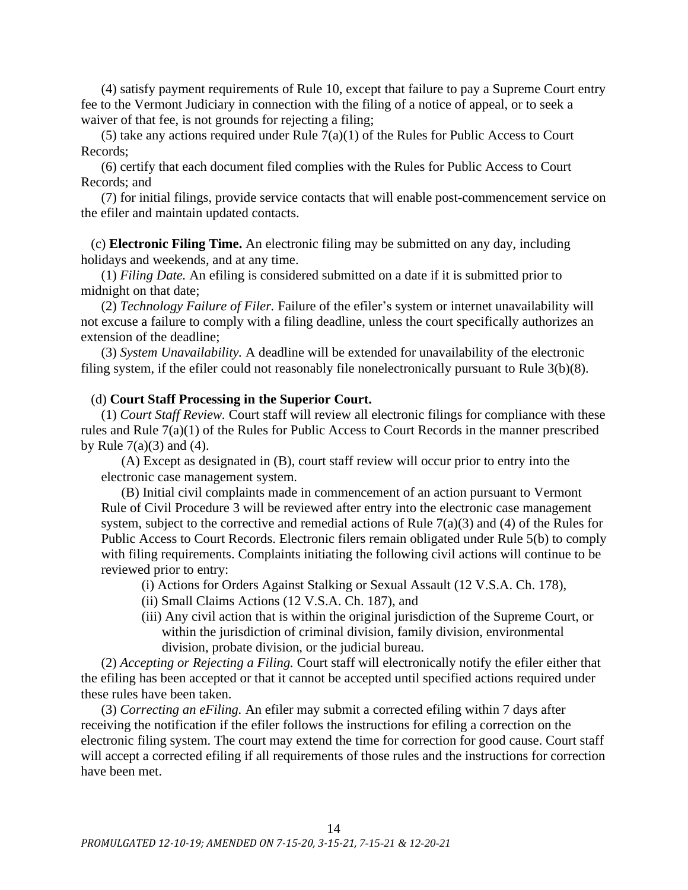(4) satisfy payment requirements of Rule 10, except that failure to pay a Supreme Court entry fee to the Vermont Judiciary in connection with the filing of a notice of appeal, or to seek a waiver of that fee, is not grounds for rejecting a filing;

(5) take any actions required under Rule 7(a)(1) of the Rules for Public Access to Court Records;

(6) certify that each document filed complies with the Rules for Public Access to Court Records; and

(7) for initial filings, provide service contacts that will enable post-commencement service on the efiler and maintain updated contacts.

(c) **Electronic Filing Time.** An electronic filing may be submitted on any day, including holidays and weekends, and at any time.

(1) *Filing Date.* An efiling is considered submitted on a date if it is submitted prior to midnight on that date;

(2) *Technology Failure of Filer.* Failure of the efiler's system or internet unavailability will not excuse a failure to comply with a filing deadline, unless the court specifically authorizes an extension of the deadline;

(3) *System Unavailability.* A deadline will be extended for unavailability of the electronic filing system, if the efiler could not reasonably file nonelectronically pursuant to Rule 3(b)(8).

(d) **Court Staff Processing in the Superior Court.**

(1) *Court Staff Review.* Court staff will review all electronic filings for compliance with these rules and Rule 7(a)(1) of the Rules for Public Access to Court Records in the manner prescribed by Rule 7(a)(3) and (4).

(A) Except as designated in (B), court staff review will occur prior to entry into the electronic case management system.

(B) Initial civil complaints made in commencement of an action pursuant to Vermont Rule of Civil Procedure 3 will be reviewed after entry into the electronic case management system, subject to the corrective and remedial actions of Rule 7(a)(3) and (4) of the Rules for Public Access to Court Records. Electronic filers remain obligated under Rule 5(b) to comply with filing requirements. Complaints initiating the following civil actions will continue to be reviewed prior to entry:

(i) Actions for Orders Against Stalking or Sexual Assault (12 V.S.A. Ch. 178),

(ii) Small Claims Actions (12 V.S.A. Ch. 187), and

(iii) Any civil action that is within the original jurisdiction of the Supreme Court, or within the jurisdiction of criminal division, family division, environmental division, probate division, or the judicial bureau.

(2) *Accepting or Rejecting a Filing.* Court staff will electronically notify the efiler either that the efiling has been accepted or that it cannot be accepted until specified actions required under these rules have been taken.

(3) *Correcting an eFiling.* An efiler may submit a corrected efiling within 7 days after receiving the notification if the efiler follows the instructions for efiling a correction on the electronic filing system. The court may extend the time for correction for good cause. Court staff will accept a corrected efiling if all requirements of those rules and the instructions for correction have been met.

*PROMULGATED 12-10-19; AMENDED ON 7-15-20, 3-15-21, 7-15-21 & 12-20-21*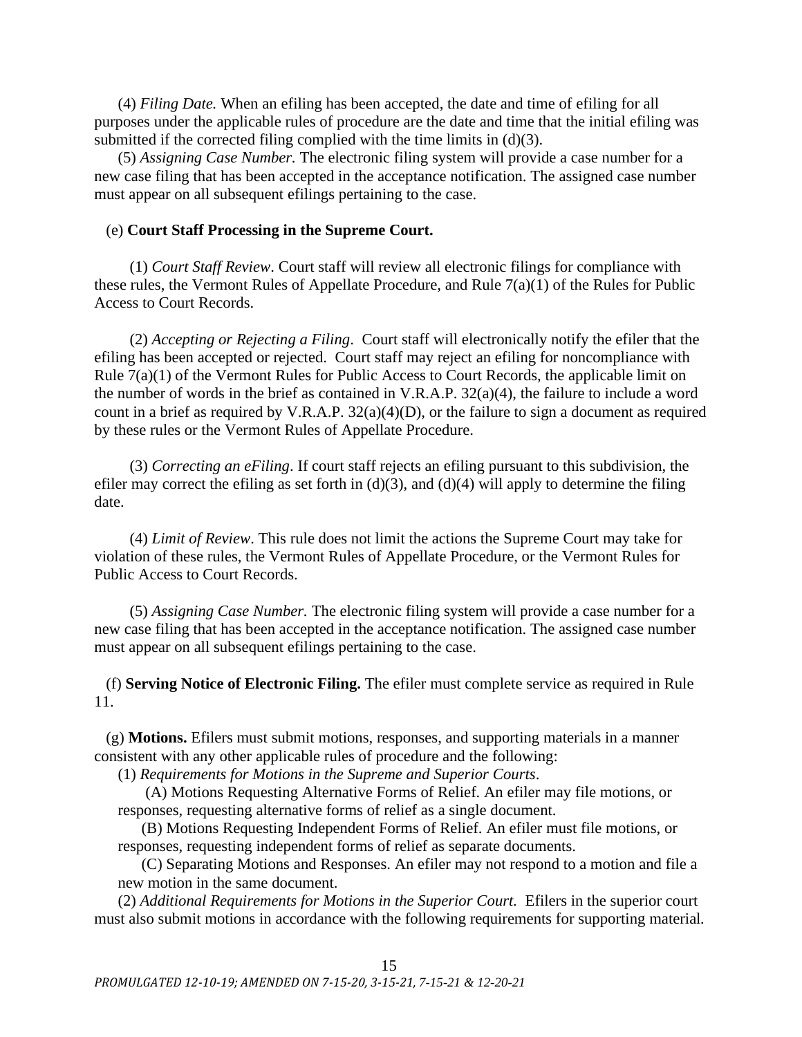(4) *Filing Date.* When an efiling has been accepted, the date and time of efiling for all purposes under the applicable rules of procedure are the date and time that the initial efiling was submitted if the corrected filing complied with the time limits in (d)(3).

(5) *Assigning Case Number.* The electronic filing system will provide a case number for a new case filing that has been accepted in the acceptance notification. The assigned case number must appear on all subsequent efilings pertaining to the case.

(e) **Court Staff Processing in the Supreme Court.**

(1) *Court Staff Review*. Court staff will review all electronic filings for compliance with these rules, the Vermont Rules of Appellate Procedure, and Rule 7(a)(1) of the Rules for Public Access to Court Records.

(2) *Accepting or Rejecting a Filing*. Court staff will electronically notify the efiler that the efiling has been accepted or rejected. Court staff may reject an efiling for noncompliance with Rule 7(a)(1) of the Vermont Rules for Public Access to Court Records, the applicable limit on the number of words in the brief as contained in V.R.A.P. 32(a)(4), the failure to include a word count in a brief as required by V.R.A.P. 32(a)(4)(D), or the failure to sign a document as required by these rules or the Vermont Rules of Appellate Procedure.

(3) *Correcting an eFiling*. If court staff rejects an efiling pursuant to this subdivision, the efiler may correct the efiling as set forth in (d)(3), and (d)(4) will apply to determine the filing date.

(4) *Limit of Review*. This rule does not limit the actions the Supreme Court may take for violation of these rules, the Vermont Rules of Appellate Procedure, or the Vermont Rules for Public Access to Court Records.

(5) *Assigning Case Number.* The electronic filing system will provide a case number for a new case filing that has been accepted in the acceptance notification. The assigned case number must appear on all subsequent efilings pertaining to the case.

(f) **Serving Notice of Electronic Filing.** The efiler must complete service as required in Rule 11.

(g) **Motions.** Efilers must submit motions, responses, and supporting materials in a manner consistent with any other applicable rules of procedure and the following:

(1) *Requirements for Motions in the Supreme and Superior Courts*.

(A) Motions Requesting Alternative Forms of Relief. An efiler may file motions, or responses, requesting alternative forms of relief as a single document.

(B) Motions Requesting Independent Forms of Relief. An efiler must file motions, or responses, requesting independent forms of relief as separate documents.

(C) Separating Motions and Responses. An efiler may not respond to a motion and file a new motion in the same document.

(2) *Additional Requirements for Motions in the Superior Court.* Efilers in the superior court must also submit motions in accordance with the following requirements for supporting material.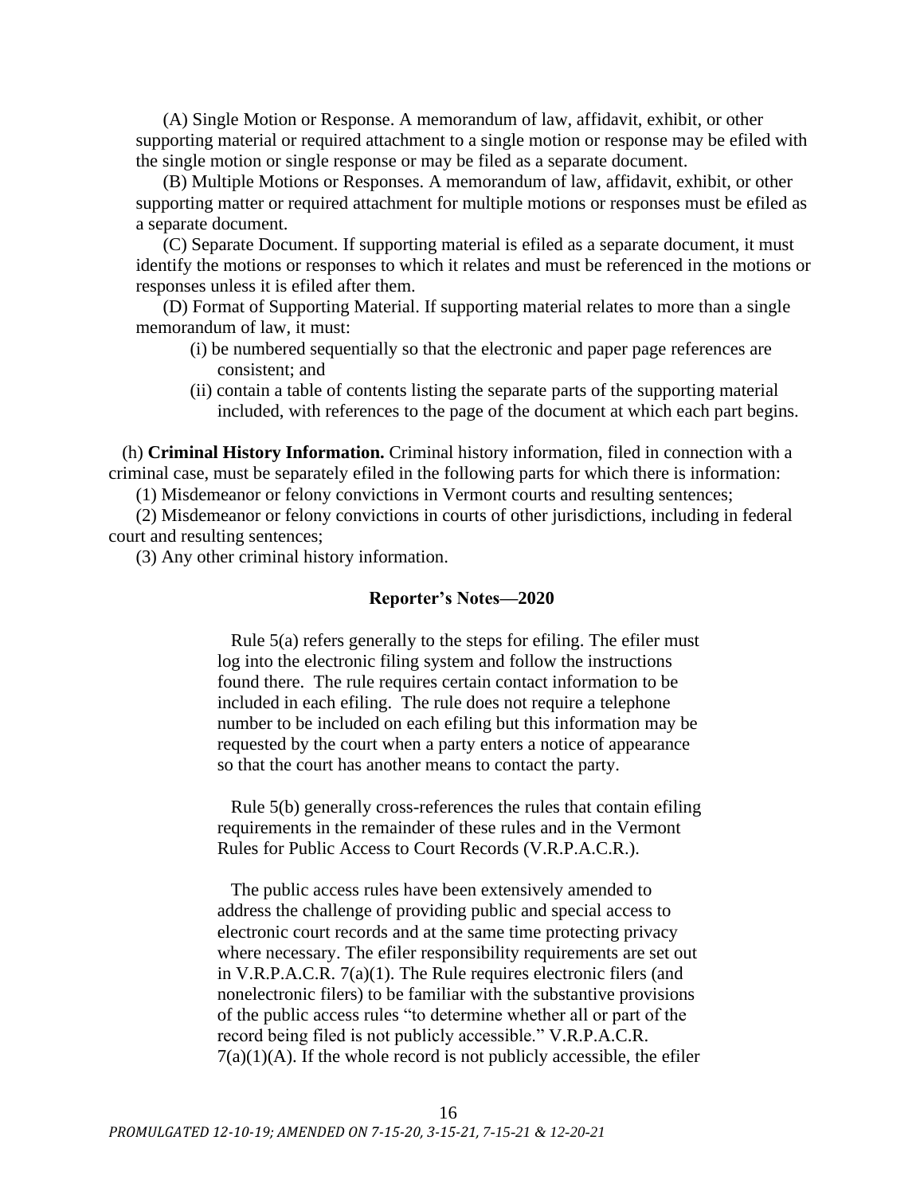(A) Single Motion or Response. A memorandum of law, affidavit, exhibit, or other supporting material or required attachment to a single motion or response may be efiled with the single motion or single response or may be filed as a separate document.

(B) Multiple Motions or Responses. A memorandum of law, affidavit, exhibit, or other supporting matter or required attachment for multiple motions or responses must be efiled as a separate document.

(C) Separate Document. If supporting material is efiled as a separate document, it must identify the motions or responses to which it relates and must be referenced in the motions or responses unless it is efiled after them.

(D) Format of Supporting Material. If supporting material relates to more than a single memorandum of law, it must:

(i) be numbered sequentially so that the electronic and paper page references are consistent; and

(ii) contain a table of contents listing the separate parts of the supporting material included, with references to the page of the document at which each part begins.

(h) **Criminal History Information.** Criminal history information, filed in connection with a criminal case, must be separately efiled in the following parts for which there is information:

(1) Misdemeanor or felony convictions in Vermont courts and resulting sentences;

(2) Misdemeanor or felony convictions in courts of other jurisdictions, including in federal court and resulting sentences;

(3) Any other criminal history information.

**Reporter's Notes—2020**

Rule 5(a) refers generally to the steps for efiling. The efiler must log into the electronic filing system and follow the instructions found there. The rule requires certain contact information to be included in each efiling. The rule does not require a telephone number to be included on each efiling but this information may be requested by the court when a party enters a notice of appearance so that the court has another means to contact the party.

Rule 5(b) generally cross-references the rules that contain efiling requirements in the remainder of these rules and in the Vermont Rules for Public Access to Court Records (V.R.P.A.C.R.).

The public access rules have been extensively amended to address the challenge of providing public and special access to electronic court records and at the same time protecting privacy where necessary. The efiler responsibility requirements are set out in V.R.P.A.C.R. 7(a)(1). The Rule requires electronic filers (and nonelectronic filers) to be familiar with the substantive provisions of the public access rules "to determine whether all or part of the record being filed is not publicly accessible." V.R.P.A.C.R. 7(a)(1)(A). If the whole record is not publicly accessible, the efiler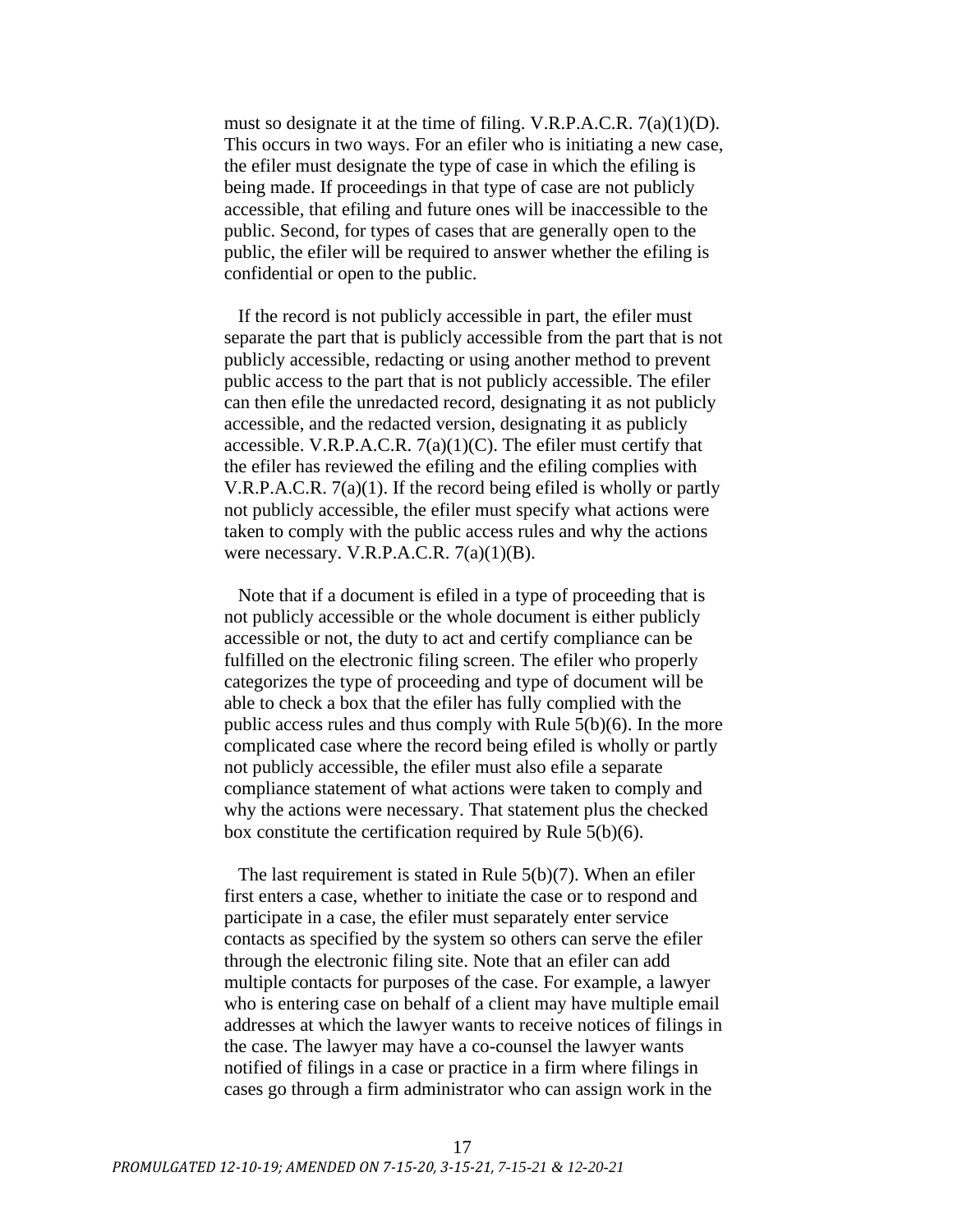must so designate it at the time of filing. V.R.P.A.C.R. 7(a)(1)(D). This occurs in two ways. For an efiler who is initiating a new case, the efiler must designate the type of case in which the efiling is being made. If proceedings in that type of case are not publicly accessible, that efiling and future ones will be inaccessible to the public. Second, for types of cases that are generally open to the public, the efiler will be required to answer whether the efiling is confidential or open to the public.

If the record is not publicly accessible in part, the efiler must separate the part that is publicly accessible from the part that is not publicly accessible, redacting or using another method to prevent public access to the part that is not publicly accessible. The efiler can then efile the unredacted record, designating it as not publicly accessible, and the redacted version, designating it as publicly accessible. V.R.P.A.C.R. 7(a)(1)(C). The efiler must certify that the efiler has reviewed the efiling and the efiling complies with V.R.P.A.C.R. 7(a)(1). If the record being efiled is wholly or partly not publicly accessible, the efiler must specify what actions were taken to comply with the public access rules and why the actions were necessary. V.R.P.A.C.R. 7(a)(1)(B).

Note that if a document is efiled in a type of proceeding that is not publicly accessible or the whole document is either publicly accessible or not, the duty to act and certify compliance can be fulfilled on the electronic filing screen. The efiler who properly categorizes the type of proceeding and type of document will be able to check a box that the efiler has fully complied with the public access rules and thus comply with Rule 5(b)(6). In the more complicated case where the record being efiled is wholly or partly not publicly accessible, the efiler must also efile a separate compliance statement of what actions were taken to comply and why the actions were necessary. That statement plus the checked box constitute the certification required by Rule 5(b)(6).

The last requirement is stated in Rule 5(b)(7). When an efiler first enters a case, whether to initiate the case or to respond and participate in a case, the efiler must separately enter service contacts as specified by the system so others can serve the efiler through the electronic filing site. Note that an efiler can add multiple contacts for purposes of the case. For example, a lawyer who is entering case on behalf of a client may have multiple email addresses at which the lawyer wants to receive notices of filings in the case. The lawyer may have a co-counsel the lawyer wants notified of filings in a case or practice in a firm where filings in cases go through a firm administrator who can assign work in the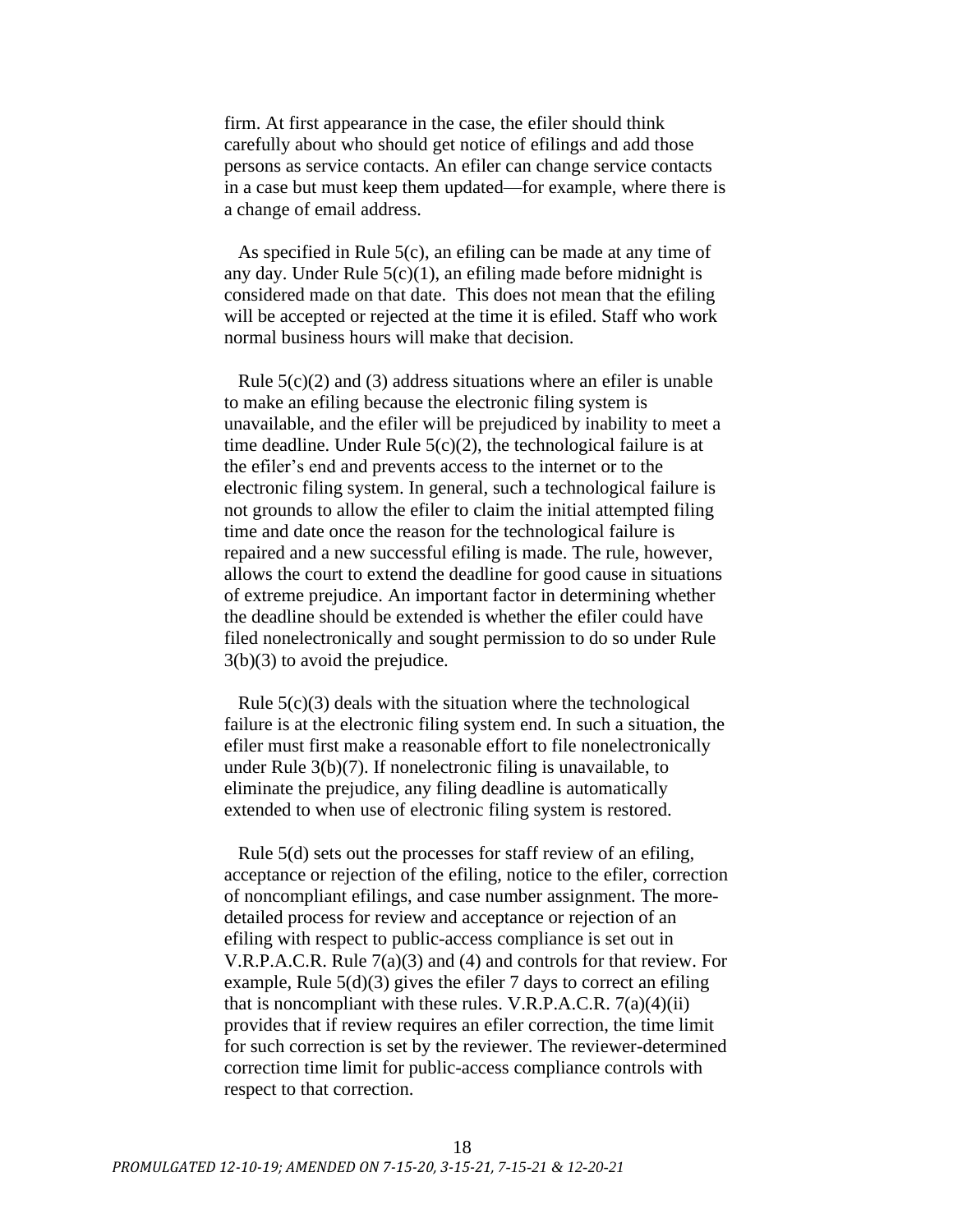firm. At first appearance in the case, the efiler should think carefully about who should get notice of efilings and add those persons as service contacts. An efiler can change service contacts in a case but must keep them updated—for example, where there is a change of email address.

As specified in Rule 5(c), an efiling can be made at any time of any day. Under Rule 5(c)(1), an efiling made before midnight is considered made on that date. This does not mean that the efiling will be accepted or rejected at the time it is efiled. Staff who work normal business hours will make that decision.

Rule 5(c)(2) and (3) address situations where an efiler is unable to make an efiling because the electronic filing system is unavailable, and the efiler will be prejudiced by inability to meet a time deadline. Under Rule 5(c)(2), the technological failure is at the efiler's end and prevents access to the internet or to the electronic filing system. In general, such a technological failure is not grounds to allow the efiler to claim the initial attempted filing time and date once the reason for the technological failure is repaired and a new successful efiling is made. The rule, however, allows the court to extend the deadline for good cause in situations of extreme prejudice. An important factor in determining whether the deadline should be extended is whether the efiler could have filed nonelectronically and sought permission to do so under Rule 3(b)(3) to avoid the prejudice.

Rule 5(c)(3) deals with the situation where the technological failure is at the electronic filing system end. In such a situation, the efiler must first make a reasonable effort to file nonelectronically under Rule 3(b)(7). If nonelectronic filing is unavailable, to eliminate the prejudice, any filing deadline is automatically extended to when use of electronic filing system is restored.

Rule 5(d) sets out the processes for staff review of an efiling, acceptance or rejection of the efiling, notice to the efiler, correction of noncompliant efilings, and case number assignment. The more-detailed process for review and acceptance or rejection of an efiling with respect to public-access compliance is set out in V.R.P.A.C.R. Rule 7(a)(3) and (4) and controls for that review. For example, Rule 5(d)(3) gives the efiler 7 days to correct an efiling that is noncompliant with these rules. V.R.P.A.C.R. 7(a)(4)(ii) provides that if review requires an efiler correction, the time limit for such correction is set by the reviewer. The reviewer-determined correction time limit for public-access compliance controls with respect to that correction.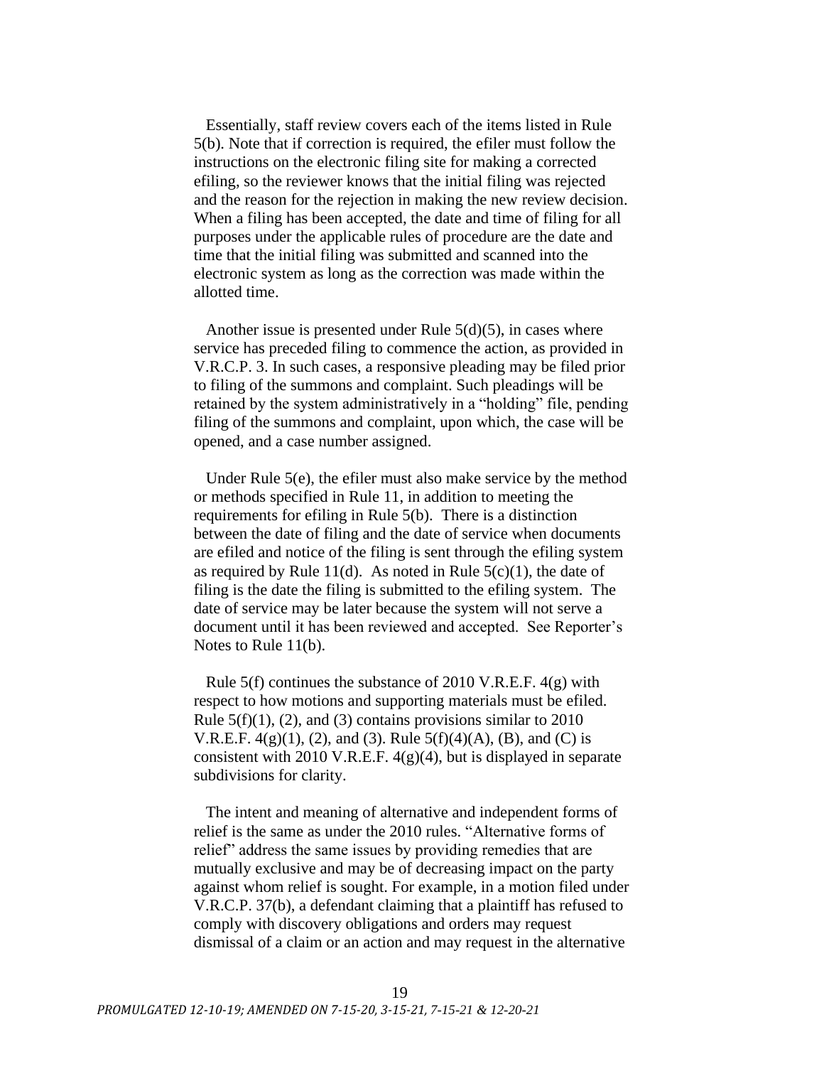Essentially, staff review covers each of the items listed in Rule 5(b). Note that if correction is required, the efiler must follow the instructions on the electronic filing site for making a corrected efiling, so the reviewer knows that the initial filing was rejected and the reason for the rejection in making the new review decision. When a filing has been accepted, the date and time of filing for all purposes under the applicable rules of procedure are the date and time that the initial filing was submitted and scanned into the electronic system as long as the correction was made within the allotted time.

Another issue is presented under Rule 5(d)(5), in cases where service has preceded filing to commence the action, as provided in V.R.C.P. 3. In such cases, a responsive pleading may be filed prior to filing of the summons and complaint. Such pleadings will be retained by the system administratively in a "holding" file, pending filing of the summons and complaint, upon which, the case will be opened, and a case number assigned.

Under Rule 5(e), the efiler must also make service by the method or methods specified in Rule 11, in addition to meeting the requirements for efiling in Rule 5(b). There is a distinction between the date of filing and the date of service when documents are efiled and notice of the filing is sent through the efiling system as required by Rule 11(d). As noted in Rule 5(c)(1), the date of filing is the date the filing is submitted to the efiling system. The date of service may be later because the system will not serve a document until it has been reviewed and accepted. See Reporter's Notes to Rule 11(b).

Rule 5(f) continues the substance of 2010 V.R.E.F. 4(g) with respect to how motions and supporting materials must be efiled. Rule 5(f)(1), (2), and (3) contains provisions similar to 2010 V.R.E.F. 4(g)(1), (2), and (3). Rule 5(f)(4)(A), (B), and (C) is consistent with 2010 V.R.E.F. 4(g)(4), but is displayed in separate subdivisions for clarity.

The intent and meaning of alternative and independent forms of relief is the same as under the 2010 rules. "Alternative forms of relief" address the same issues by providing remedies that are mutually exclusive and may be of decreasing impact on the party against whom relief is sought. For example, in a motion filed under V.R.C.P. 37(b), a defendant claiming that a plaintiff has refused to comply with discovery obligations and orders may request dismissal of a claim or an action and may request in the alternative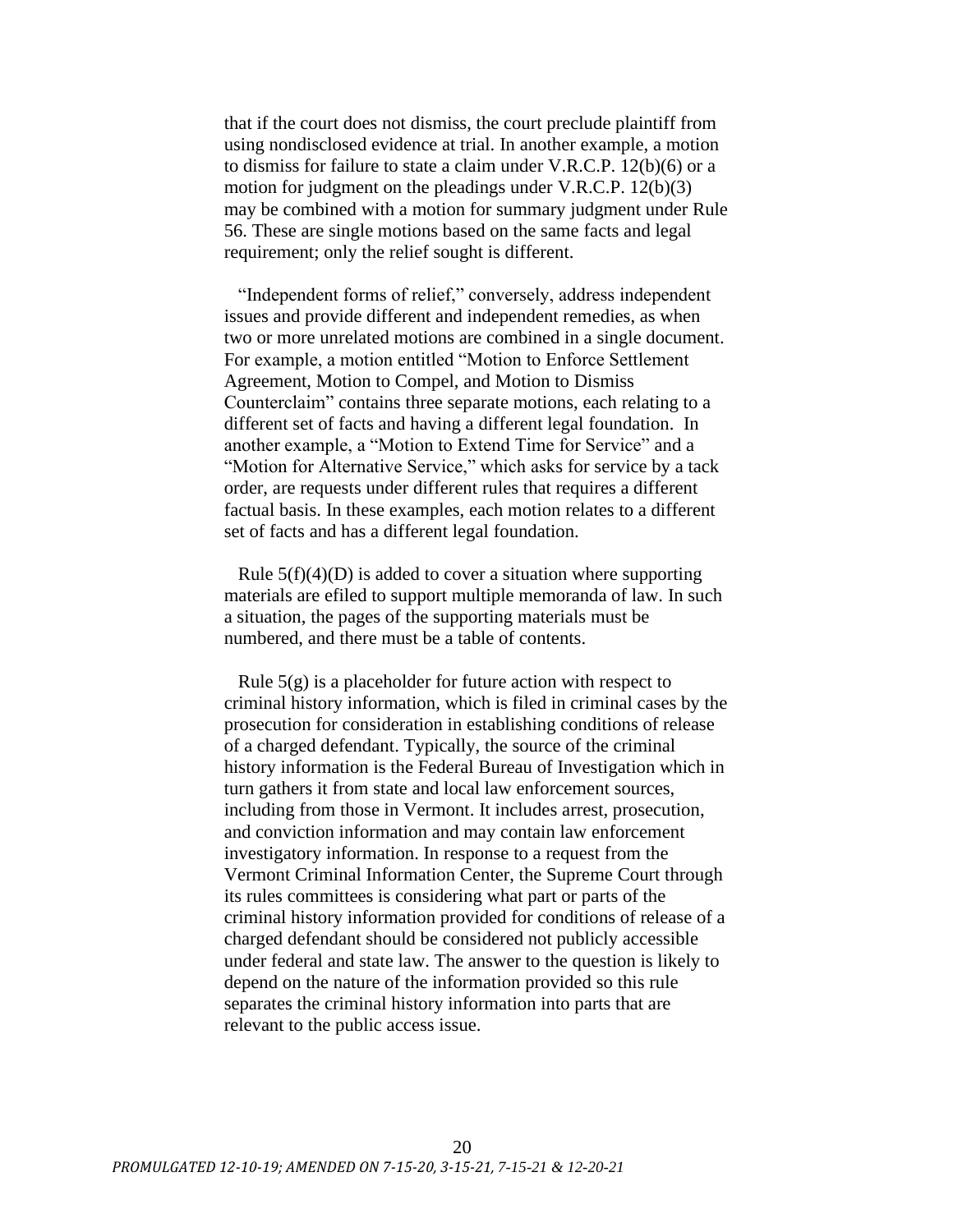that if the court does not dismiss, the court preclude plaintiff from using nondisclosed evidence at trial. In another example, a motion to dismiss for failure to state a claim under V.R.C.P. 12(b)(6) or a motion for judgment on the pleadings under V.R.C.P. 12(b)(3) may be combined with a motion for summary judgment under Rule 56. These are single motions based on the same facts and legal requirement; only the relief sought is different.

"Independent forms of relief," conversely, address independent issues and provide different and independent remedies, as when two or more unrelated motions are combined in a single document. For example, a motion entitled "Motion to Enforce Settlement Agreement, Motion to Compel, and Motion to Dismiss Counterclaim" contains three separate motions, each relating to a different set of facts and having a different legal foundation. In another example, a "Motion to Extend Time for Service" and a "Motion for Alternative Service," which asks for service by a tack order, are requests under different rules that requires a different factual basis. In these examples, each motion relates to a different set of facts and has a different legal foundation.

Rule 5(f)(4)(D) is added to cover a situation where supporting materials are efiled to support multiple memoranda of law. In such a situation, the pages of the supporting materials must be numbered, and there must be a table of contents.

Rule 5(g) is a placeholder for future action with respect to criminal history information, which is filed in criminal cases by the prosecution for consideration in establishing conditions of release of a charged defendant. Typically, the source of the criminal history information is the Federal Bureau of Investigation which in turn gathers it from state and local law enforcement sources, including from those in Vermont. It includes arrest, prosecution, and conviction information and may contain law enforcement investigatory information. In response to a request from the Vermont Criminal Information Center, the Supreme Court through its rules committees is considering what part or parts of the criminal history information provided for conditions of release of a charged defendant should be considered not publicly accessible under federal and state law. The answer to the question is likely to depend on the nature of the information provided so this rule separates the criminal history information into parts that are relevant to the public access issue.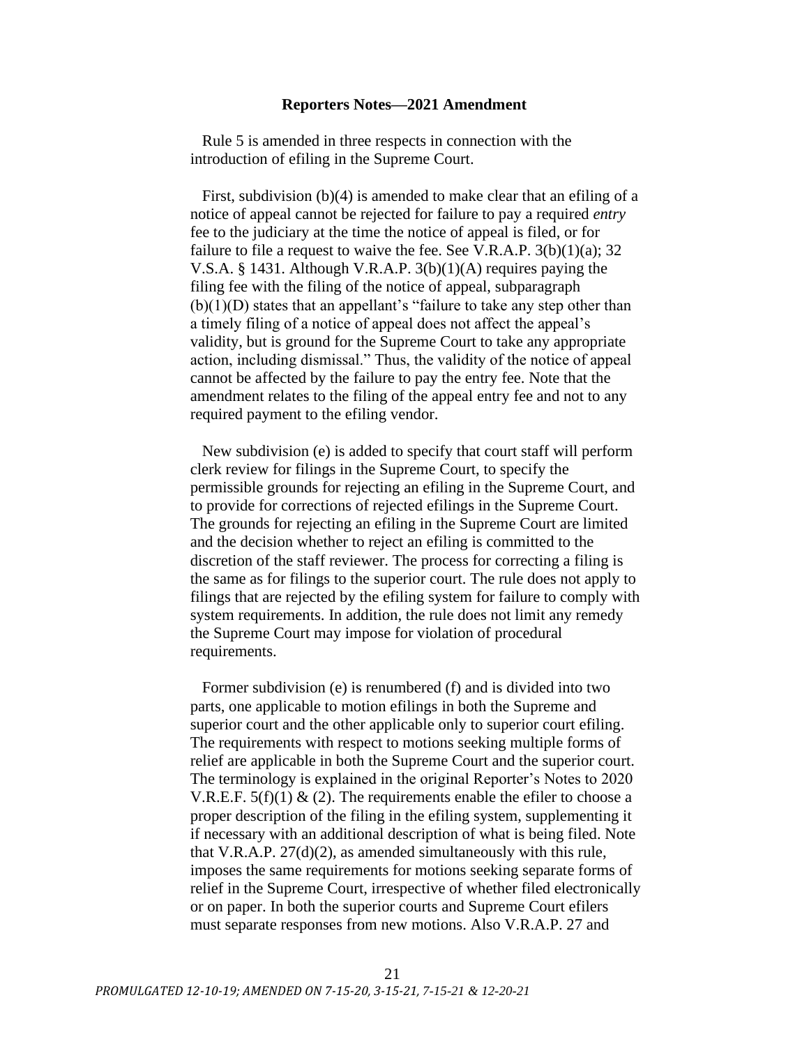**Reporters Notes—2021 Amendment**

Rule 5 is amended in three respects in connection with the introduction of efiling in the Supreme Court.

First, subdivision (b)(4) is amended to make clear that an efiling of a notice of appeal cannot be rejected for failure to pay a required *entry* fee to the judiciary at the time the notice of appeal is filed, or for failure to file a request to waive the fee. See V.R.A.P. 3(b)(1)(a); 32 V.S.A. § 1431. Although V.R.A.P. 3(b)(1)(A) requires paying the filing fee with the filing of the notice of appeal, subparagraph (b)(1)(D) states that an appellant's "failure to take any step other than a timely filing of a notice of appeal does not affect the appeal's validity, but is ground for the Supreme Court to take any appropriate action, including dismissal." Thus, the validity of the notice of appeal cannot be affected by the failure to pay the entry fee. Note that the amendment relates to the filing of the appeal entry fee and not to any required payment to the efiling vendor.

New subdivision (e) is added to specify that court staff will perform clerk review for filings in the Supreme Court, to specify the permissible grounds for rejecting an efiling in the Supreme Court, and to provide for corrections of rejected efilings in the Supreme Court. The grounds for rejecting an efiling in the Supreme Court are limited and the decision whether to reject an efiling is committed to the discretion of the staff reviewer. The process for correcting a filing is the same as for filings to the superior court. The rule does not apply to filings that are rejected by the efiling system for failure to comply with system requirements. In addition, the rule does not limit any remedy the Supreme Court may impose for violation of procedural requirements.

Former subdivision (e) is renumbered (f) and is divided into two parts, one applicable to motion efilings in both the Supreme and superior court and the other applicable only to superior court efiling. The requirements with respect to motions seeking multiple forms of relief are applicable in both the Supreme Court and the superior court. The terminology is explained in the original Reporter's Notes to 2020 V.R.E.F. 5(f)(1) & (2). The requirements enable the efiler to choose a proper description of the filing in the efiling system, supplementing it if necessary with an additional description of what is being filed. Note that V.R.A.P. 27(d)(2), as amended simultaneously with this rule, imposes the same requirements for motions seeking separate forms of relief in the Supreme Court, irrespective of whether filed electronically or on paper. In both the superior courts and Supreme Court efilers must separate responses from new motions. Also V.R.A.P. 27 and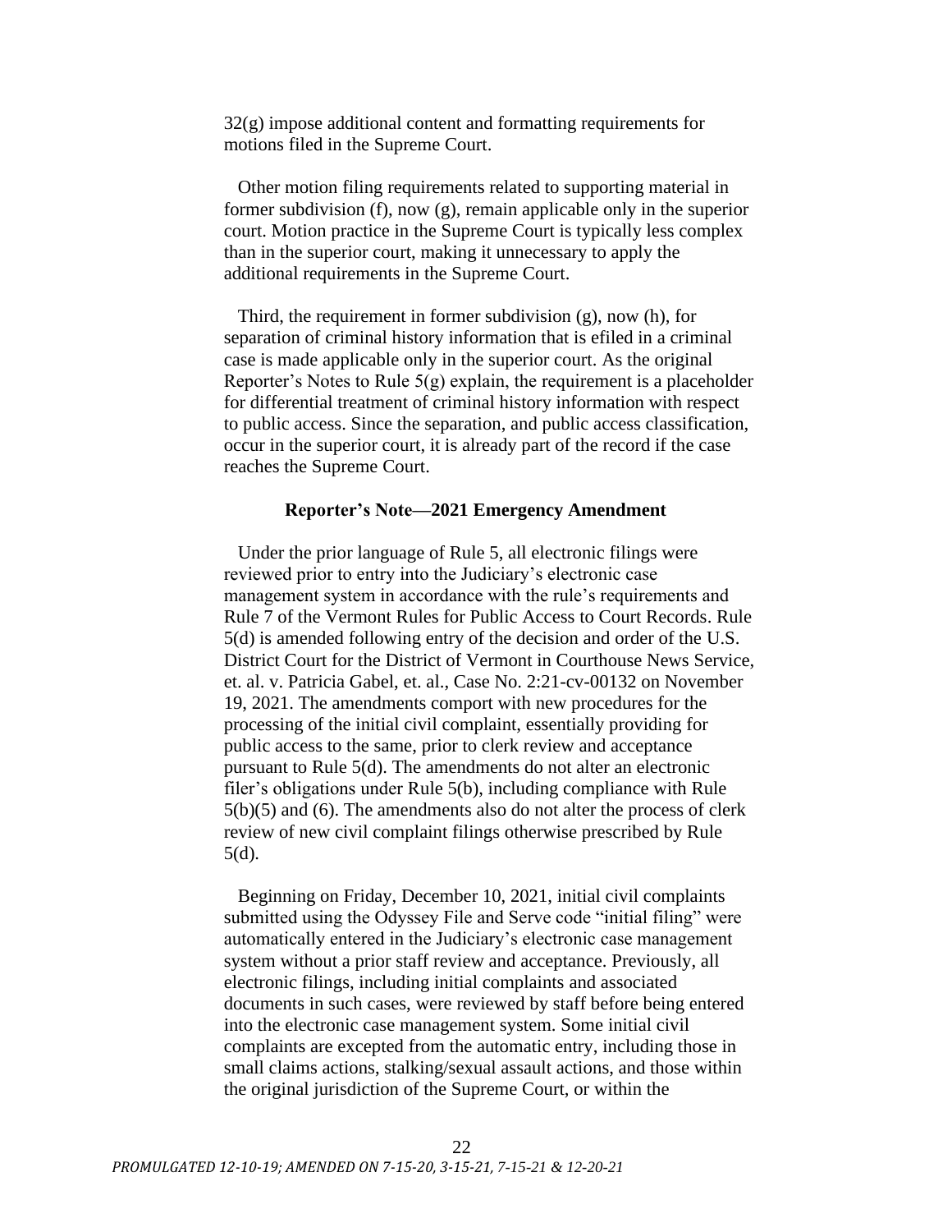32(g) impose additional content and formatting requirements for motions filed in the Supreme Court.

Other motion filing requirements related to supporting material in former subdivision (f), now (g), remain applicable only in the superior court. Motion practice in the Supreme Court is typically less complex than in the superior court, making it unnecessary to apply the additional requirements in the Supreme Court.

Third, the requirement in former subdivision (g), now (h), for separation of criminal history information that is efiled in a criminal case is made applicable only in the superior court. As the original Reporter's Notes to Rule 5(g) explain, the requirement is a placeholder for differential treatment of criminal history information with respect to public access. Since the separation, and public access classification, occur in the superior court, it is already part of the record if the case reaches the Supreme Court.

**Reporter's Note—2021 Emergency Amendment**

Under the prior language of Rule 5, all electronic filings were reviewed prior to entry into the Judiciary's electronic case management system in accordance with the rule's requirements and Rule 7 of the Vermont Rules for Public Access to Court Records. Rule 5(d) is amended following entry of the decision and order of the U.S. District Court for the District of Vermont in Courthouse News Service, et. al. v. Patricia Gabel, et. al., Case No. 2:21-cv-00132 on November 19, 2021. The amendments comport with new procedures for the processing of the initial civil complaint, essentially providing for public access to the same, prior to clerk review and acceptance pursuant to Rule 5(d). The amendments do not alter an electronic filer's obligations under Rule 5(b), including compliance with Rule 5(b)(5) and (6). The amendments also do not alter the process of clerk review of new civil complaint filings otherwise prescribed by Rule 5(d).

Beginning on Friday, December 10, 2021, initial civil complaints submitted using the Odyssey File and Serve code "initial filing" were automatically entered in the Judiciary's electronic case management system without a prior staff review and acceptance. Previously, all electronic filings, including initial complaints and associated documents in such cases, were reviewed by staff before being entered into the electronic case management system. Some initial civil complaints are excepted from the automatic entry, including those in small claims actions, stalking/sexual assault actions, and those within the original jurisdiction of the Supreme Court, or within the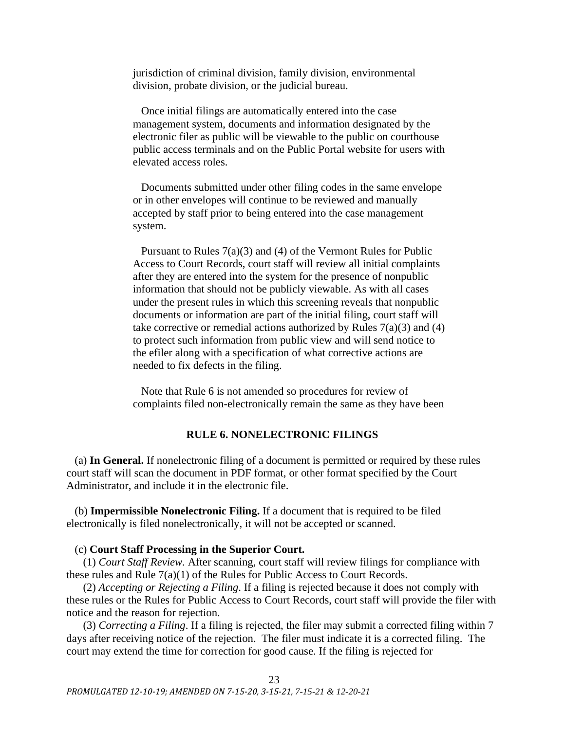jurisdiction of criminal division, family division, environmental division, probate division, or the judicial bureau.

Once initial filings are automatically entered into the case management system, documents and information designated by the electronic filer as public will be viewable to the public on courthouse public access terminals and on the Public Portal website for users with elevated access roles.

Documents submitted under other filing codes in the same envelope or in other envelopes will continue to be reviewed and manually accepted by staff prior to being entered into the case management system.

Pursuant to Rules 7(a)(3) and (4) of the Vermont Rules for Public Access to Court Records, court staff will review all initial complaints after they are entered into the system for the presence of nonpublic information that should not be publicly viewable. As with all cases under the present rules in which this screening reveals that nonpublic documents or information are part of the initial filing, court staff will take corrective or remedial actions authorized by Rules 7(a)(3) and (4) to protect such information from public view and will send notice to the efiler along with a specification of what corrective actions are needed to fix defects in the filing.

Note that Rule 6 is not amended so procedures for review of complaints filed non-electronically remain the same as they have been

## RULE 6. NONELECTRONIC FILINGS

(a) **In General.** If nonelectronic filing of a document is permitted or required by these rules court staff will scan the document in PDF format, or other format specified by the Court Administrator, and include it in the electronic file.

(b) **Impermissible Nonelectronic Filing.** If a document that is required to be filed electronically is filed nonelectronically, it will not be accepted or scanned.

(c) **Court Staff Processing in the Superior Court.**

(1) *Court Staff Review.* After scanning, court staff will review filings for compliance with these rules and Rule 7(a)(1) of the Rules for Public Access to Court Records.

(2) *Accepting or Rejecting a Filing*. If a filing is rejected because it does not comply with these rules or the Rules for Public Access to Court Records, court staff will provide the filer with notice and the reason for rejection.

(3) *Correcting a Filing*. If a filing is rejected, the filer may submit a corrected filing within 7 days after receiving notice of the rejection. The filer must indicate it is a corrected filing. The court may extend the time for correction for good cause. If the filing is rejected for

*PROMULGATED 12-10-19; AMENDED ON 7-15-20, 3-15-21, 7-15-21 & 12-20-21*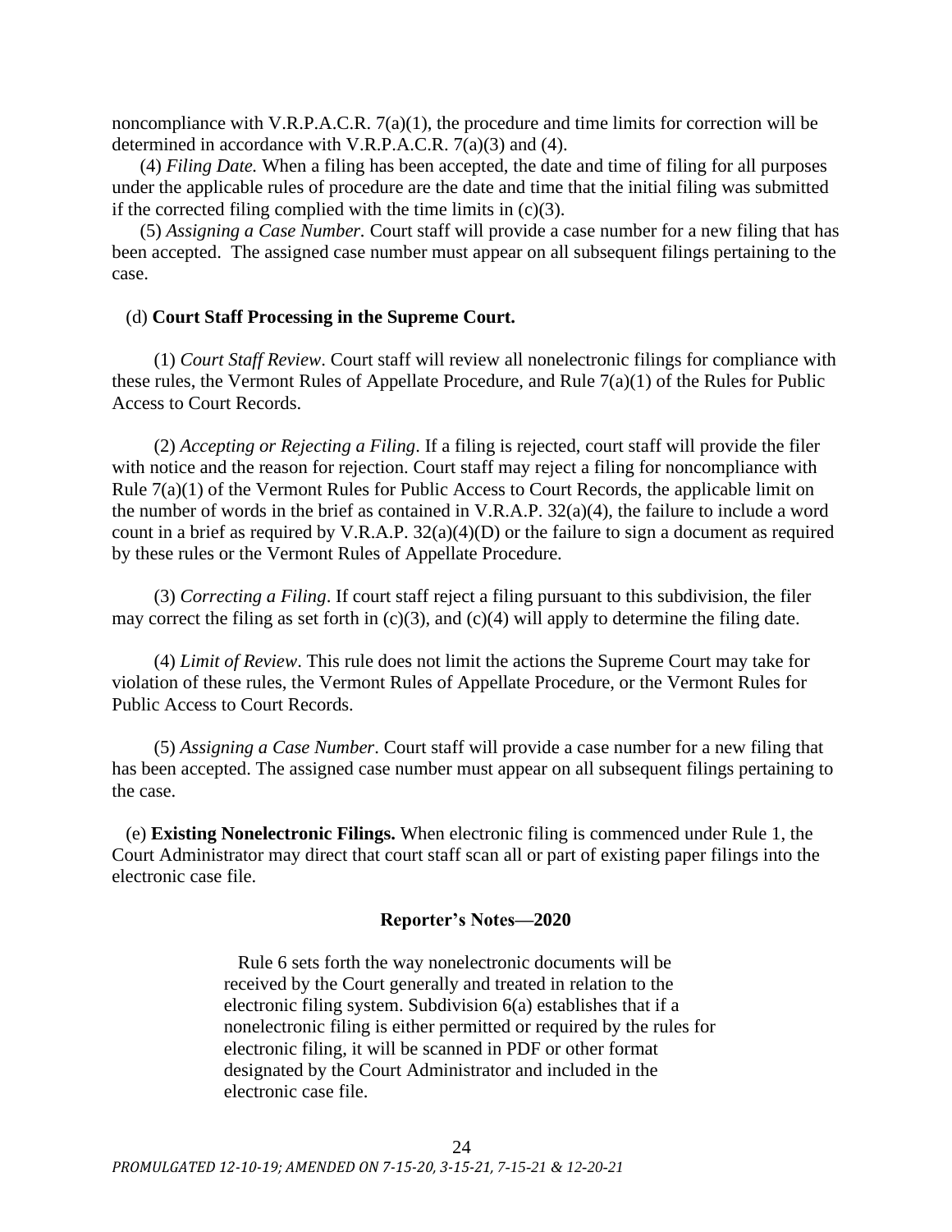noncompliance with V.R.P.A.C.R. 7(a)(1), the procedure and time limits for correction will be determined in accordance with V.R.P.A.C.R. 7(a)(3) and (4).

(4) *Filing Date.* When a filing has been accepted, the date and time of filing for all purposes under the applicable rules of procedure are the date and time that the initial filing was submitted if the corrected filing complied with the time limits in (c)(3).

(5) *Assigning a Case Number.* Court staff will provide a case number for a new filing that has been accepted. The assigned case number must appear on all subsequent filings pertaining to the case.

(d) **Court Staff Processing in the Supreme Court.**

(1) *Court Staff Review*. Court staff will review all nonelectronic filings for compliance with these rules, the Vermont Rules of Appellate Procedure, and Rule 7(a)(1) of the Rules for Public Access to Court Records.

(2) *Accepting or Rejecting a Filing*. If a filing is rejected, court staff will provide the filer with notice and the reason for rejection. Court staff may reject a filing for noncompliance with Rule 7(a)(1) of the Vermont Rules for Public Access to Court Records, the applicable limit on the number of words in the brief as contained in V.R.A.P. 32(a)(4), the failure to include a word count in a brief as required by V.R.A.P. 32(a)(4)(D) or the failure to sign a document as required by these rules or the Vermont Rules of Appellate Procedure.

(3) *Correcting a Filing*. If court staff reject a filing pursuant to this subdivision, the filer may correct the filing as set forth in (c)(3), and (c)(4) will apply to determine the filing date.

(4) *Limit of Review*. This rule does not limit the actions the Supreme Court may take for violation of these rules, the Vermont Rules of Appellate Procedure, or the Vermont Rules for Public Access to Court Records.

(5) *Assigning a Case Number*. Court staff will provide a case number for a new filing that has been accepted. The assigned case number must appear on all subsequent filings pertaining to the case.

(e) **Existing Nonelectronic Filings.** When electronic filing is commenced under Rule 1, the Court Administrator may direct that court staff scan all or part of existing paper filings into the electronic case file.

### Reporter's Notes—2020

Rule 6 sets forth the way nonelectronic documents will be received by the Court generally and treated in relation to the electronic filing system. Subdivision 6(a) establishes that if a nonelectronic filing is either permitted or required by the rules for electronic filing, it will be scanned in PDF or other format designated by the Court Administrator and included in the electronic case file.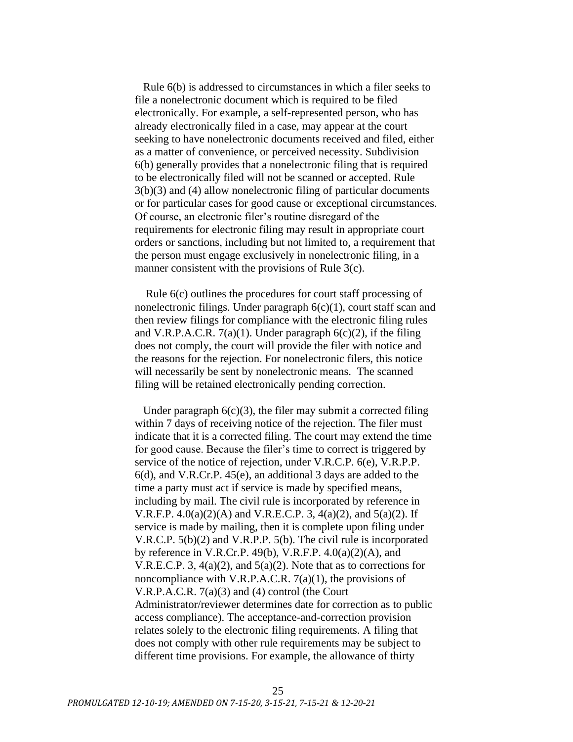Rule 6(b) is addressed to circumstances in which a filer seeks to file a nonelectronic document which is required to be filed electronically. For example, a self-represented person, who has already electronically filed in a case, may appear at the court seeking to have nonelectronic documents received and filed, either as a matter of convenience, or perceived necessity. Subdivision 6(b) generally provides that a nonelectronic filing that is required to be electronically filed will not be scanned or accepted. Rule 3(b)(3) and (4) allow nonelectronic filing of particular documents or for particular cases for good cause or exceptional circumstances. Of course, an electronic filer's routine disregard of the requirements for electronic filing may result in appropriate court orders or sanctions, including but not limited to, a requirement that the person must engage exclusively in nonelectronic filing, in a manner consistent with the provisions of Rule 3(c).

Rule 6(c) outlines the procedures for court staff processing of nonelectronic filings. Under paragraph 6(c)(1), court staff scan and then review filings for compliance with the electronic filing rules and V.R.P.A.C.R. 7(a)(1). Under paragraph 6(c)(2), if the filing does not comply, the court will provide the filer with notice and the reasons for the rejection. For nonelectronic filers, this notice will necessarily be sent by nonelectronic means. The scanned filing will be retained electronically pending correction.

Under paragraph 6(c)(3), the filer may submit a corrected filing within 7 days of receiving notice of the rejection. The filer must indicate that it is a corrected filing. The court may extend the time for good cause. Because the filer's time to correct is triggered by service of the notice of rejection, under V.R.C.P. 6(e), V.R.P.P. 6(d), and V.R.Cr.P. 45(e), an additional 3 days are added to the time a party must act if service is made by specified means, including by mail. The civil rule is incorporated by reference in V.R.F.P. 4.0(a)(2)(A) and V.R.E.C.P. 3, 4(a)(2), and 5(a)(2). If service is made by mailing, then it is complete upon filing under V.R.C.P. 5(b)(2) and V.R.P.P. 5(b). The civil rule is incorporated by reference in V.R.Cr.P. 49(b), V.R.F.P. 4.0(a)(2)(A), and V.R.E.C.P. 3, 4(a)(2), and 5(a)(2). Note that as to corrections for noncompliance with V.R.P.A.C.R. 7(a)(1), the provisions of V.R.P.A.C.R. 7(a)(3) and (4) control (the Court Administrator/reviewer determines date for correction as to public access compliance). The acceptance-and-correction provision relates solely to the electronic filing requirements. A filing that does not comply with other rule requirements may be subject to different time provisions. For example, the allowance of thirty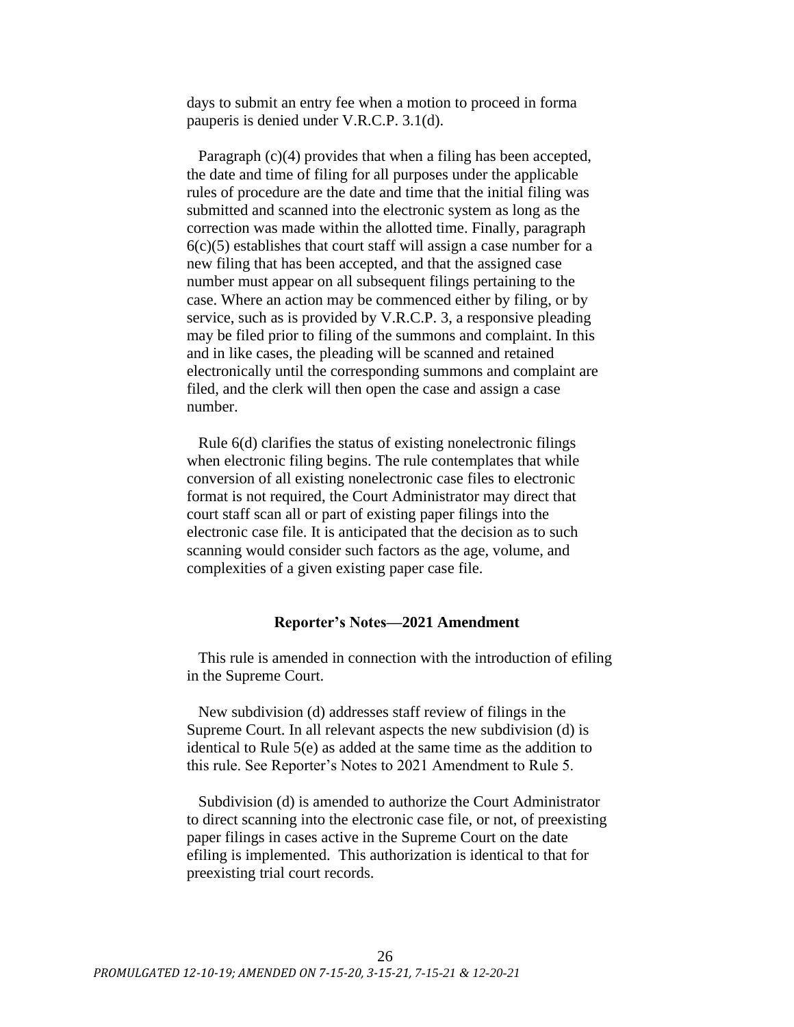days to submit an entry fee when a motion to proceed in forma pauperis is denied under V.R.C.P. 3.1(d).

Paragraph (c)(4) provides that when a filing has been accepted, the date and time of filing for all purposes under the applicable rules of procedure are the date and time that the initial filing was submitted and scanned into the electronic system as long as the correction was made within the allotted time. Finally, paragraph 6(c)(5) establishes that court staff will assign a case number for a new filing that has been accepted, and that the assigned case number must appear on all subsequent filings pertaining to the case. Where an action may be commenced either by filing, or by service, such as is provided by V.R.C.P. 3, a responsive pleading may be filed prior to filing of the summons and complaint. In this and in like cases, the pleading will be scanned and retained electronically until the corresponding summons and complaint are filed, and the clerk will then open the case and assign a case number.

Rule 6(d) clarifies the status of existing nonelectronic filings when electronic filing begins. The rule contemplates that while conversion of all existing nonelectronic case files to electronic format is not required, the Court Administrator may direct that court staff scan all or part of existing paper filings into the electronic case file. It is anticipated that the decision as to such scanning would consider such factors as the age, volume, and complexities of a given existing paper case file.

**Reporter's Notes—2021 Amendment**

This rule is amended in connection with the introduction of efiling in the Supreme Court.

New subdivision (d) addresses staff review of filings in the Supreme Court. In all relevant aspects the new subdivision (d) is identical to Rule 5(e) as added at the same time as the addition to this rule. See Reporter's Notes to 2021 Amendment to Rule 5.

Subdivision (d) is amended to authorize the Court Administrator to direct scanning into the electronic case file, or not, of preexisting paper filings in cases active in the Supreme Court on the date efiling is implemented. This authorization is identical to that for preexisting trial court records.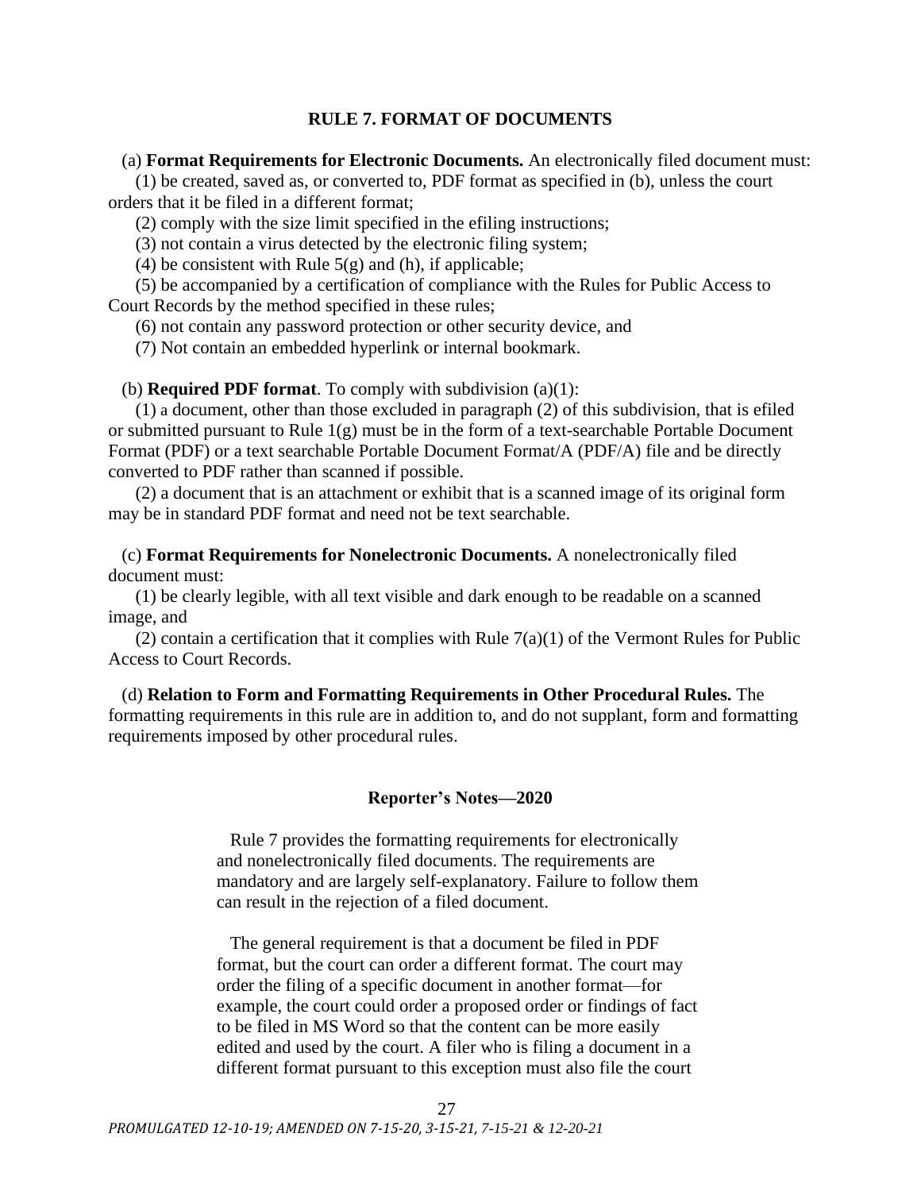## RULE 7. FORMAT OF DOCUMENTS

(a) **Format Requirements for Electronic Documents.** An electronically filed document must:

(1) be created, saved as, or converted to, PDF format as specified in (b), unless the court orders that it be filed in a different format;

(2) comply with the size limit specified in the efiling instructions;

(3) not contain a virus detected by the electronic filing system;

(4) be consistent with Rule 5(g) and (h), if applicable;

(5) be accompanied by a certification of compliance with the Rules for Public Access to Court Records by the method specified in these rules;

(6) not contain any password protection or other security device, and

(7) Not contain an embedded hyperlink or internal bookmark.

(b) **Required PDF format**. To comply with subdivision (a)(1):

(1) a document, other than those excluded in paragraph (2) of this subdivision, that is efiled or submitted pursuant to Rule 1(g) must be in the form of a text-searchable Portable Document Format (PDF) or a text searchable Portable Document Format/A (PDF/A) file and be directly converted to PDF rather than scanned if possible.

(2) a document that is an attachment or exhibit that is a scanned image of its original form may be in standard PDF format and need not be text searchable.

(c) **Format Requirements for Nonelectronic Documents.** A nonelectronically filed document must:

(1) be clearly legible, with all text visible and dark enough to be readable on a scanned image, and

(2) contain a certification that it complies with Rule 7(a)(1) of the Vermont Rules for Public Access to Court Records.

(d) **Relation to Form and Formatting Requirements in Other Procedural Rules.** The formatting requirements in this rule are in addition to, and do not supplant, form and formatting requirements imposed by other procedural rules.

### Reporter's Notes—2020

Rule 7 provides the formatting requirements for electronically and nonelectronically filed documents. The requirements are mandatory and are largely self-explanatory. Failure to follow them can result in the rejection of a filed document.

The general requirement is that a document be filed in PDF format, but the court can order a different format. The court may order the filing of a specific document in another format—for example, the court could order a proposed order or findings of fact to be filed in MS Word so that the content can be more easily edited and used by the court. A filer who is filing a document in a different format pursuant to this exception must also file the court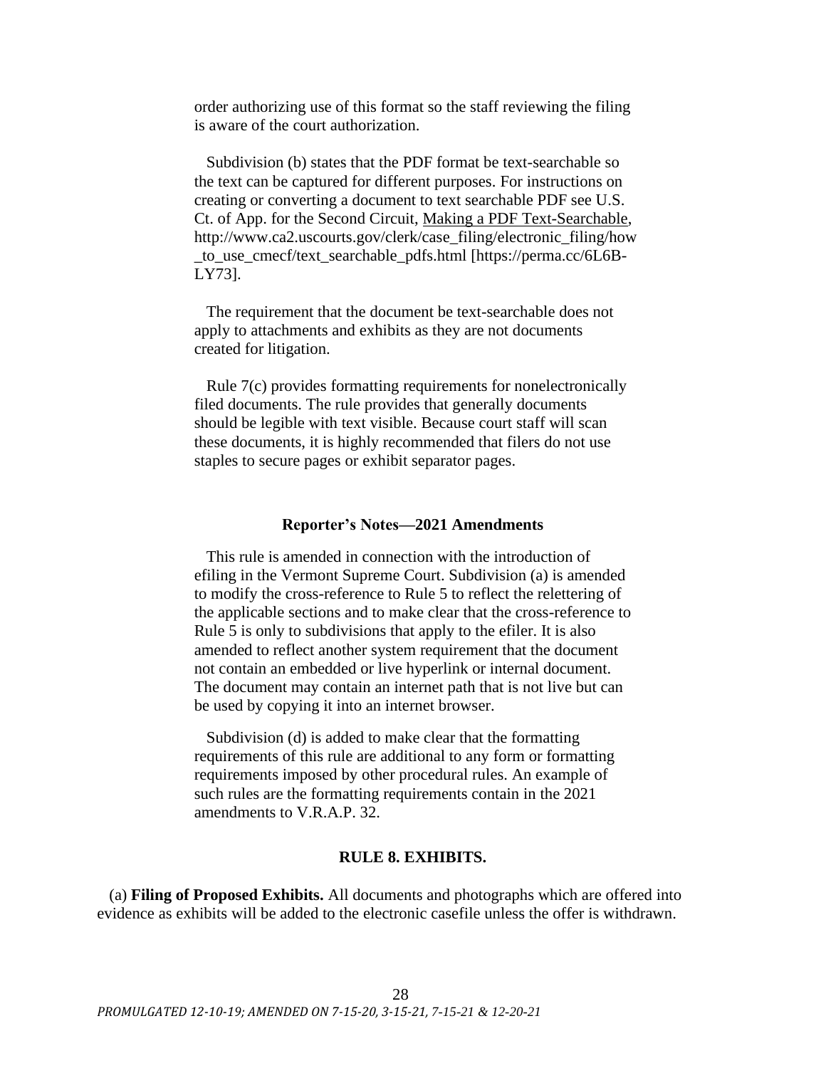order authorizing use of this format so the staff reviewing the filing is aware of the court authorization.

Subdivision (b) states that the PDF format be text-searchable so the text can be captured for different purposes. For instructions on creating or converting a document to text searchable PDF see U.S. Ct. of App. for the Second Circuit, Making a PDF Text-Searchable, http://www.ca2.uscourts.gov/clerk/case_filing/electronic_filing/how_to_use_cmecf/text_searchable_pdfs.html [https://perma.cc/6L6B-LY73].

The requirement that the document be text-searchable does not apply to attachments and exhibits as they are not documents created for litigation.

Rule 7(c) provides formatting requirements for nonelectronically filed documents. The rule provides that generally documents should be legible with text visible. Because court staff will scan these documents, it is highly recommended that filers do not use staples to secure pages or exhibit separator pages.

### Reporter's Notes—2021 Amendments

This rule is amended in connection with the introduction of efiling in the Vermont Supreme Court. Subdivision (a) is amended to modify the cross-reference to Rule 5 to reflect the relettering of the applicable sections and to make clear that the cross-reference to Rule 5 is only to subdivisions that apply to the efiler. It is also amended to reflect another system requirement that the document not contain an embedded or live hyperlink or internal document. The document may contain an internet path that is not live but can be used by copying it into an internet browser.

Subdivision (d) is added to make clear that the formatting requirements of this rule are additional to any form or formatting requirements imposed by other procedural rules. An example of such rules are the formatting requirements contain in the 2021 amendments to V.R.A.P. 32.

## RULE 8. EXHIBITS.

(a) **Filing of Proposed Exhibits.** All documents and photographs which are offered into evidence as exhibits will be added to the electronic casefile unless the offer is withdrawn.

*PROMULGATED 12-10-19; AMENDED ON 7-15-20, 3-15-21, 7-15-21 & 12-20-21*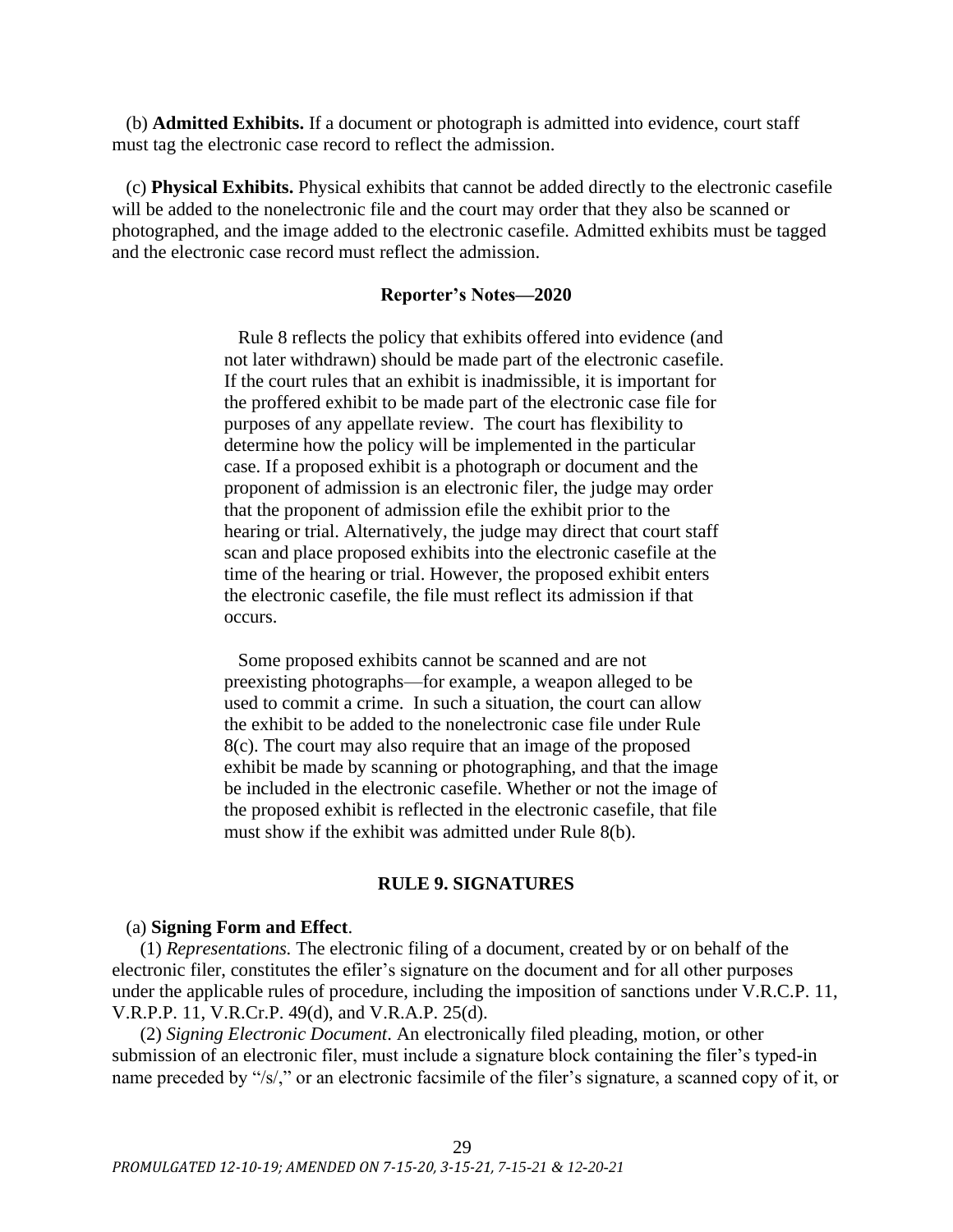(b) **Admitted Exhibits.** If a document or photograph is admitted into evidence, court staff must tag the electronic case record to reflect the admission.

(c) **Physical Exhibits.** Physical exhibits that cannot be added directly to the electronic casefile will be added to the nonelectronic file and the court may order that they also be scanned or photographed, and the image added to the electronic casefile. Admitted exhibits must be tagged and the electronic case record must reflect the admission.

### Reporter's Notes—2020

Rule 8 reflects the policy that exhibits offered into evidence (and not later withdrawn) should be made part of the electronic casefile. If the court rules that an exhibit is inadmissible, it is important for the proffered exhibit to be made part of the electronic case file for purposes of any appellate review. The court has flexibility to determine how the policy will be implemented in the particular case. If a proposed exhibit is a photograph or document and the proponent of admission is an electronic filer, the judge may order that the proponent of admission efile the exhibit prior to the hearing or trial. Alternatively, the judge may direct that court staff scan and place proposed exhibits into the electronic casefile at the time of the hearing or trial. However, the proposed exhibit enters the electronic casefile, the file must reflect its admission if that occurs.

Some proposed exhibits cannot be scanned and are not preexisting photographs—for example, a weapon alleged to be used to commit a crime. In such a situation, the court can allow the exhibit to be added to the nonelectronic case file under Rule 8(c). The court may also require that an image of the proposed exhibit be made by scanning or photographing, and that the image be included in the electronic casefile. Whether or not the image of the proposed exhibit is reflected in the electronic casefile, that file must show if the exhibit was admitted under Rule 8(b).

## RULE 9. SIGNATURES

(a) **Signing Form and Effect**.

(1) *Representations.* The electronic filing of a document, created by or on behalf of the electronic filer, constitutes the efiler's signature on the document and for all other purposes under the applicable rules of procedure, including the imposition of sanctions under V.R.C.P. 11, V.R.P.P. 11, V.R.Cr.P. 49(d), and V.R.A.P. 25(d).

(2) *Signing Electronic Document*. An electronically filed pleading, motion, or other submission of an electronic filer, must include a signature block containing the filer's typed-in name preceded by "/s/," or an electronic facsimile of the filer's signature, a scanned copy of it, or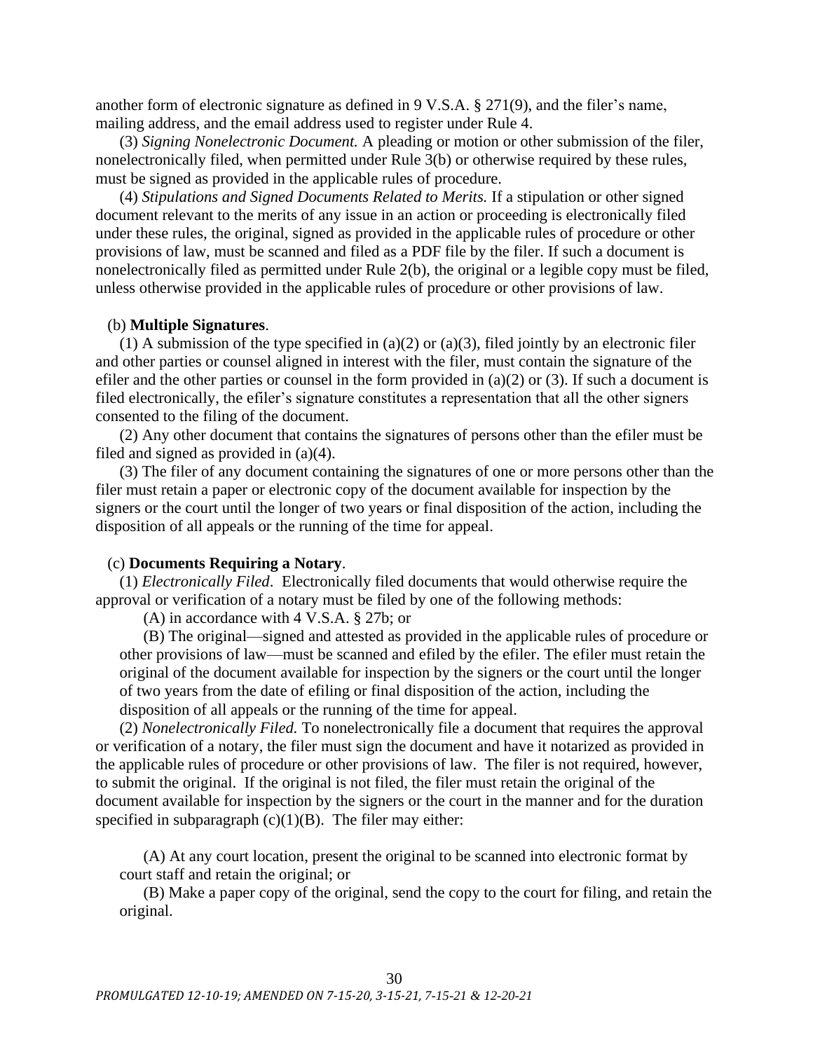another form of electronic signature as defined in 9 V.S.A. § 271(9), and the filer's name, mailing address, and the email address used to register under Rule 4.

(3) *Signing Nonelectronic Document.* A pleading or motion or other submission of the filer, nonelectronically filed, when permitted under Rule 3(b) or otherwise required by these rules, must be signed as provided in the applicable rules of procedure.

(4) *Stipulations and Signed Documents Related to Merits.* If a stipulation or other signed document relevant to the merits of any issue in an action or proceeding is electronically filed under these rules, the original, signed as provided in the applicable rules of procedure or other provisions of law, must be scanned and filed as a PDF file by the filer. If such a document is nonelectronically filed as permitted under Rule 2(b), the original or a legible copy must be filed, unless otherwise provided in the applicable rules of procedure or other provisions of law.

(b) **Multiple Signatures**.

(1) A submission of the type specified in (a)(2) or (a)(3), filed jointly by an electronic filer and other parties or counsel aligned in interest with the filer, must contain the signature of the efiler and the other parties or counsel in the form provided in (a)(2) or (3). If such a document is filed electronically, the efiler's signature constitutes a representation that all the other signers consented to the filing of the document.

(2) Any other document that contains the signatures of persons other than the efiler must be filed and signed as provided in (a)(4).

(3) The filer of any document containing the signatures of one or more persons other than the filer must retain a paper or electronic copy of the document available for inspection by the signers or the court until the longer of two years or final disposition of the action, including the disposition of all appeals or the running of the time for appeal.

(c) **Documents Requiring a Notary**.

(1) *Electronically Filed*. Electronically filed documents that would otherwise require the approval or verification of a notary must be filed by one of the following methods:

(A) in accordance with 4 V.S.A. § 27b; or

(B) The original—signed and attested as provided in the applicable rules of procedure or other provisions of law—must be scanned and efiled by the efiler. The efiler must retain the original of the document available for inspection by the signers or the court until the longer of two years from the date of efiling or final disposition of the action, including the disposition of all appeals or the running of the time for appeal.

(2) *Nonelectronically Filed.* To nonelectronically file a document that requires the approval or verification of a notary, the filer must sign the document and have it notarized as provided in the applicable rules of procedure or other provisions of law. The filer is not required, however, to submit the original. If the original is not filed, the filer must retain the original of the document available for inspection by the signers or the court in the manner and for the duration specified in subparagraph (c)(1)(B). The filer may either:

(A) At any court location, present the original to be scanned into electronic format by court staff and retain the original; or

(B) Make a paper copy of the original, send the copy to the court for filing, and retain the original.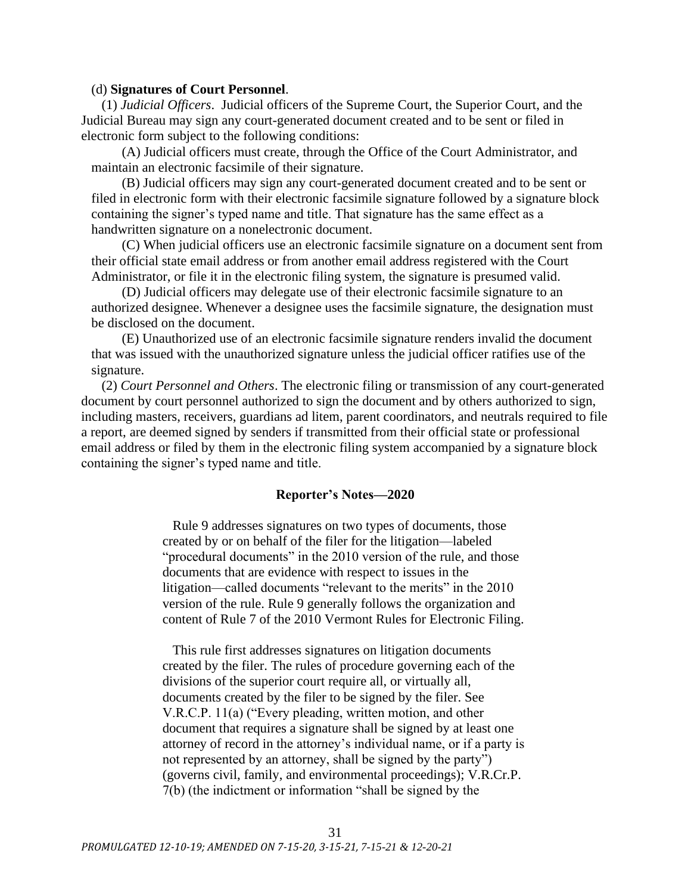(d) **Signatures of Court Personnel**.

(1) *Judicial Officers*. Judicial officers of the Supreme Court, the Superior Court, and the Judicial Bureau may sign any court-generated document created and to be sent or filed in electronic form subject to the following conditions:

(A) Judicial officers must create, through the Office of the Court Administrator, and maintain an electronic facsimile of their signature.

(B) Judicial officers may sign any court-generated document created and to be sent or filed in electronic form with their electronic facsimile signature followed by a signature block containing the signer's typed name and title. That signature has the same effect as a handwritten signature on a nonelectronic document.

(C) When judicial officers use an electronic facsimile signature on a document sent from their official state email address or from another email address registered with the Court Administrator, or file it in the electronic filing system, the signature is presumed valid.

(D) Judicial officers may delegate use of their electronic facsimile signature to an authorized designee. Whenever a designee uses the facsimile signature, the designation must be disclosed on the document.

(E) Unauthorized use of an electronic facsimile signature renders invalid the document that was issued with the unauthorized signature unless the judicial officer ratifies use of the signature.

(2) *Court Personnel and Others*. The electronic filing or transmission of any court-generated document by court personnel authorized to sign the document and by others authorized to sign, including masters, receivers, guardians ad litem, parent coordinators, and neutrals required to file a report, are deemed signed by senders if transmitted from their official state or professional email address or filed by them in the electronic filing system accompanied by a signature block containing the signer's typed name and title.

### Reporter's Notes—2020

Rule 9 addresses signatures on two types of documents, those created by or on behalf of the filer for the litigation—labeled "procedural documents" in the 2010 version of the rule, and those documents that are evidence with respect to issues in the litigation—called documents "relevant to the merits" in the 2010 version of the rule. Rule 9 generally follows the organization and content of Rule 7 of the 2010 Vermont Rules for Electronic Filing.

This rule first addresses signatures on litigation documents created by the filer. The rules of procedure governing each of the divisions of the superior court require all, or virtually all, documents created by the filer to be signed by the filer. See V.R.C.P. 11(a) ("Every pleading, written motion, and other document that requires a signature shall be signed by at least one attorney of record in the attorney's individual name, or if a party is not represented by an attorney, shall be signed by the party") (governs civil, family, and environmental proceedings); V.R.Cr.P. 7(b) (the indictment or information "shall be signed by the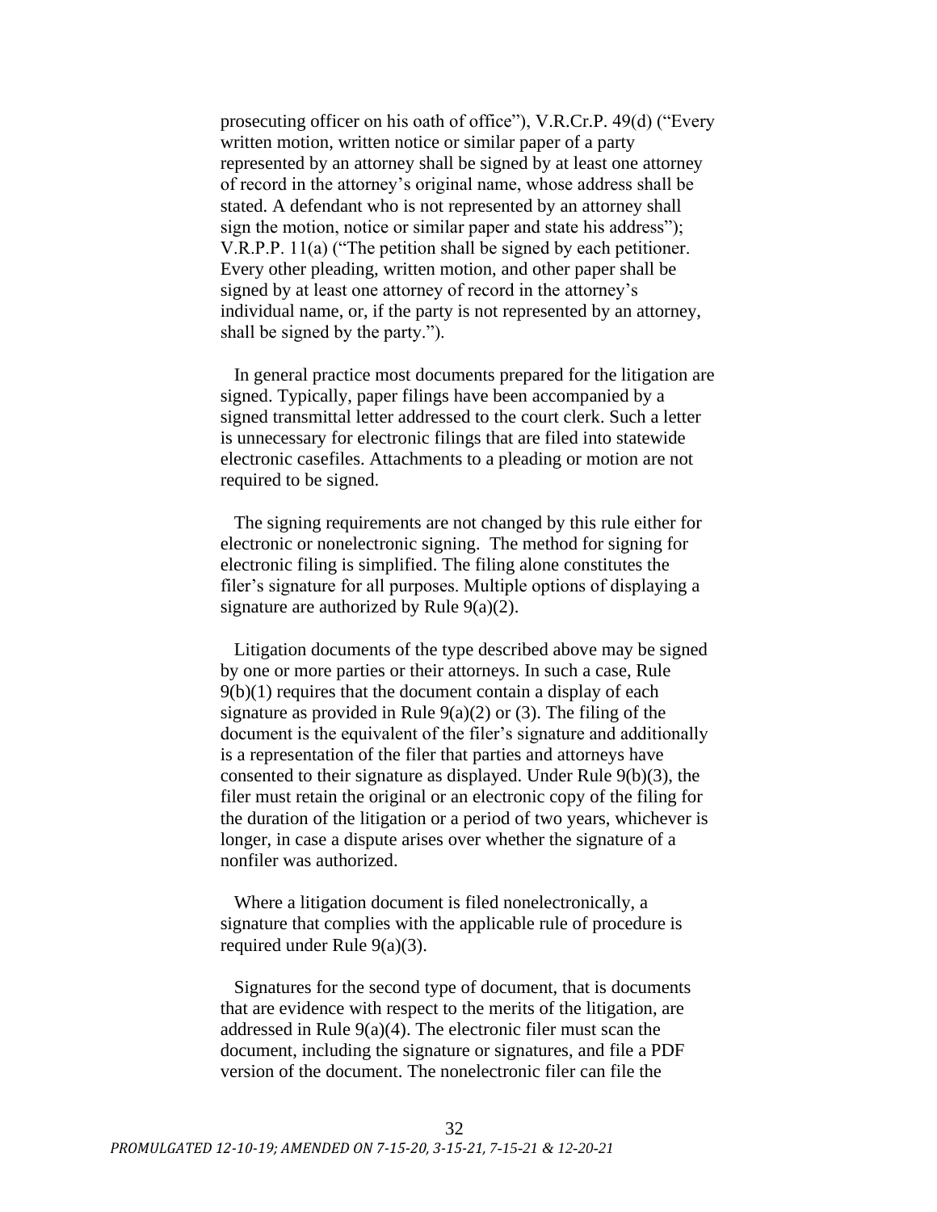prosecuting officer on his oath of office"), V.R.Cr.P. 49(d) ("Every written motion, written notice or similar paper of a party represented by an attorney shall be signed by at least one attorney of record in the attorney's original name, whose address shall be stated. A defendant who is not represented by an attorney shall sign the motion, notice or similar paper and state his address"); V.R.P.P. 11(a) ("The petition shall be signed by each petitioner. Every other pleading, written motion, and other paper shall be signed by at least one attorney of record in the attorney's individual name, or, if the party is not represented by an attorney, shall be signed by the party.").

In general practice most documents prepared for the litigation are signed. Typically, paper filings have been accompanied by a signed transmittal letter addressed to the court clerk. Such a letter is unnecessary for electronic filings that are filed into statewide electronic casefiles. Attachments to a pleading or motion are not required to be signed.

The signing requirements are not changed by this rule either for electronic or nonelectronic signing. The method for signing for electronic filing is simplified. The filing alone constitutes the filer's signature for all purposes. Multiple options of displaying a signature are authorized by Rule 9(a)(2).

Litigation documents of the type described above may be signed by one or more parties or their attorneys. In such a case, Rule 9(b)(1) requires that the document contain a display of each signature as provided in Rule 9(a)(2) or (3). The filing of the document is the equivalent of the filer's signature and additionally is a representation of the filer that parties and attorneys have consented to their signature as displayed. Under Rule 9(b)(3), the filer must retain the original or an electronic copy of the filing for the duration of the litigation or a period of two years, whichever is longer, in case a dispute arises over whether the signature of a nonfiler was authorized.

Where a litigation document is filed nonelectronically, a signature that complies with the applicable rule of procedure is required under Rule 9(a)(3).

Signatures for the second type of document, that is documents that are evidence with respect to the merits of the litigation, are addressed in Rule 9(a)(4). The electronic filer must scan the document, including the signature or signatures, and file a PDF version of the document. The nonelectronic filer can file the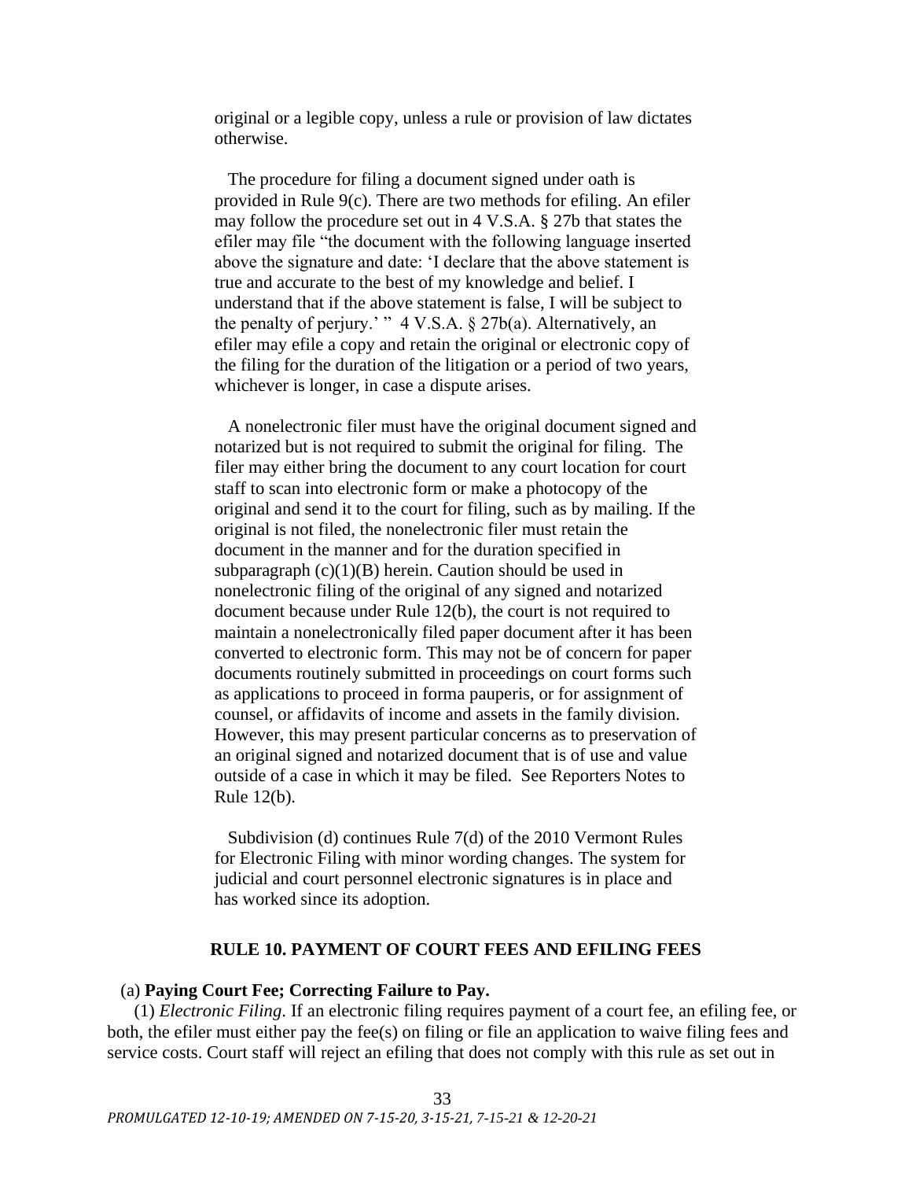original or a legible copy, unless a rule or provision of law dictates otherwise.

The procedure for filing a document signed under oath is provided in Rule 9(c). There are two methods for efiling. An efiler may follow the procedure set out in 4 V.S.A. § 27b that states the efiler may file "the document with the following language inserted above the signature and date: 'I declare that the above statement is true and accurate to the best of my knowledge and belief. I understand that if the above statement is false, I will be subject to the penalty of perjury.' " 4 V.S.A. § 27b(a). Alternatively, an efiler may efile a copy and retain the original or electronic copy of the filing for the duration of the litigation or a period of two years, whichever is longer, in case a dispute arises.

A nonelectronic filer must have the original document signed and notarized but is not required to submit the original for filing. The filer may either bring the document to any court location for court staff to scan into electronic form or make a photocopy of the original and send it to the court for filing, such as by mailing. If the original is not filed, the nonelectronic filer must retain the document in the manner and for the duration specified in subparagraph (c)(1)(B) herein. Caution should be used in nonelectronic filing of the original of any signed and notarized document because under Rule 12(b), the court is not required to maintain a nonelectronically filed paper document after it has been converted to electronic form. This may not be of concern for paper documents routinely submitted in proceedings on court forms such as applications to proceed in forma pauperis, or for assignment of counsel, or affidavits of income and assets in the family division. However, this may present particular concerns as to preservation of an original signed and notarized document that is of use and value outside of a case in which it may be filed. See Reporters Notes to Rule 12(b).

Subdivision (d) continues Rule 7(d) of the 2010 Vermont Rules for Electronic Filing with minor wording changes. The system for judicial and court personnel electronic signatures is in place and has worked since its adoption.

## RULE 10. PAYMENT OF COURT FEES AND EFILING FEES

(a) **Paying Court Fee; Correcting Failure to Pay.**

(1) *Electronic Filing*. If an electronic filing requires payment of a court fee, an efiling fee, or both, the efiler must either pay the fee(s) on filing or file an application to waive filing fees and service costs. Court staff will reject an efiling that does not comply with this rule as set out in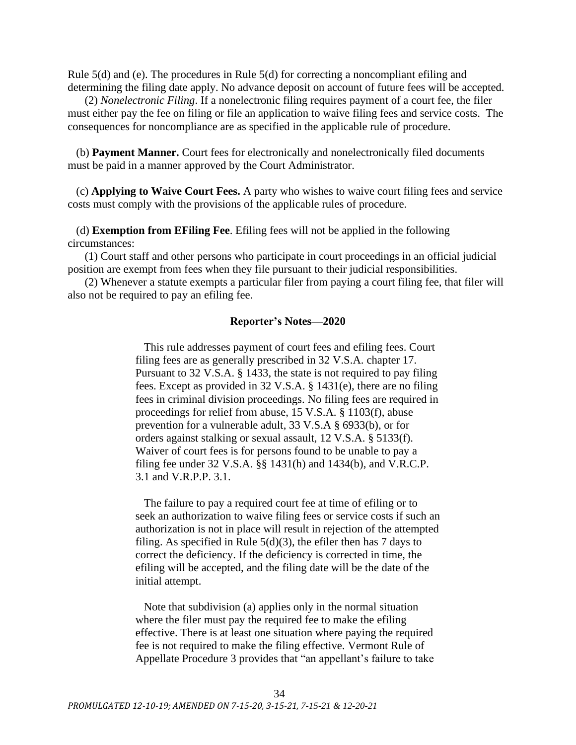Rule 5(d) and (e). The procedures in Rule 5(d) for correcting a noncompliant efiling and determining the filing date apply. No advance deposit on account of future fees will be accepted.

(2) *Nonelectronic Filing*. If a nonelectronic filing requires payment of a court fee, the filer must either pay the fee on filing or file an application to waive filing fees and service costs. The consequences for noncompliance are as specified in the applicable rule of procedure.

(b) **Payment Manner.** Court fees for electronically and nonelectronically filed documents must be paid in a manner approved by the Court Administrator.

(c) **Applying to Waive Court Fees.** A party who wishes to waive court filing fees and service costs must comply with the provisions of the applicable rules of procedure.

(d) **Exemption from EFiling Fee**. Efiling fees will not be applied in the following circumstances:

(1) Court staff and other persons who participate in court proceedings in an official judicial position are exempt from fees when they file pursuant to their judicial responsibilities.

(2) Whenever a statute exempts a particular filer from paying a court filing fee, that filer will also not be required to pay an efiling fee.

**Reporter's Notes—2020**

This rule addresses payment of court fees and efiling fees. Court filing fees are as generally prescribed in 32 V.S.A. chapter 17. Pursuant to 32 V.S.A. § 1433, the state is not required to pay filing fees. Except as provided in 32 V.S.A. § 1431(e), there are no filing fees in criminal division proceedings. No filing fees are required in proceedings for relief from abuse, 15 V.S.A. § 1103(f), abuse prevention for a vulnerable adult, 33 V.S.A § 6933(b), or for orders against stalking or sexual assault, 12 V.S.A. § 5133(f). Waiver of court fees is for persons found to be unable to pay a filing fee under 32 V.S.A. §§ 1431(h) and 1434(b), and V.R.C.P. 3.1 and V.R.P.P. 3.1.

The failure to pay a required court fee at time of efiling or to seek an authorization to waive filing fees or service costs if such an authorization is not in place will result in rejection of the attempted filing. As specified in Rule 5(d)(3), the efiler then has 7 days to correct the deficiency. If the deficiency is corrected in time, the efiling will be accepted, and the filing date will be the date of the initial attempt.

Note that subdivision (a) applies only in the normal situation where the filer must pay the required fee to make the efiling effective. There is at least one situation where paying the required fee is not required to make the filing effective. Vermont Rule of Appellate Procedure 3 provides that "an appellant's failure to take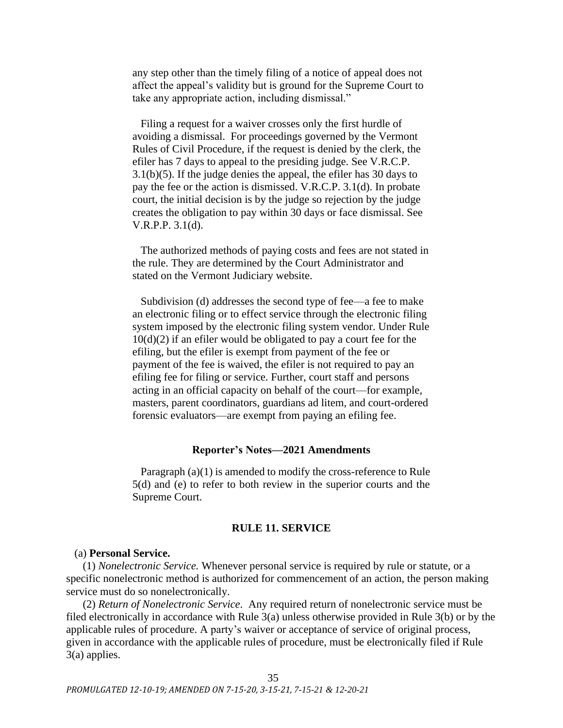any step other than the timely filing of a notice of appeal does not affect the appeal's validity but is ground for the Supreme Court to take any appropriate action, including dismissal."

Filing a request for a waiver crosses only the first hurdle of avoiding a dismissal. For proceedings governed by the Vermont Rules of Civil Procedure, if the request is denied by the clerk, the efiler has 7 days to appeal to the presiding judge. See V.R.C.P. 3.1(b)(5). If the judge denies the appeal, the efiler has 30 days to pay the fee or the action is dismissed. V.R.C.P. 3.1(d). In probate court, the initial decision is by the judge so rejection by the judge creates the obligation to pay within 30 days or face dismissal. See V.R.P.P. 3.1(d).

The authorized methods of paying costs and fees are not stated in the rule. They are determined by the Court Administrator and stated on the Vermont Judiciary website.

Subdivision (d) addresses the second type of fee—a fee to make an electronic filing or to effect service through the electronic filing system imposed by the electronic filing system vendor. Under Rule 10(d)(2) if an efiler would be obligated to pay a court fee for the efiling, but the efiler is exempt from payment of the fee or payment of the fee is waived, the efiler is not required to pay an efiling fee for filing or service. Further, court staff and persons acting in an official capacity on behalf of the court—for example, masters, parent coordinators, guardians ad litem, and court-ordered forensic evaluators—are exempt from paying an efiling fee.

### Reporter's Notes—2021 Amendments

Paragraph (a)(1) is amended to modify the cross-reference to Rule 5(d) and (e) to refer to both review in the superior courts and the Supreme Court.

## RULE 11. SERVICE

(a) **Personal Service.**

(1) *Nonelectronic Service.* Whenever personal service is required by rule or statute, or a specific nonelectronic method is authorized for commencement of an action, the person making service must do so nonelectronically.

(2) *Return of Nonelectronic Service*. Any required return of nonelectronic service must be filed electronically in accordance with Rule 3(a) unless otherwise provided in Rule 3(b) or by the applicable rules of procedure. A party's waiver or acceptance of service of original process, given in accordance with the applicable rules of procedure, must be electronically filed if Rule 3(a) applies.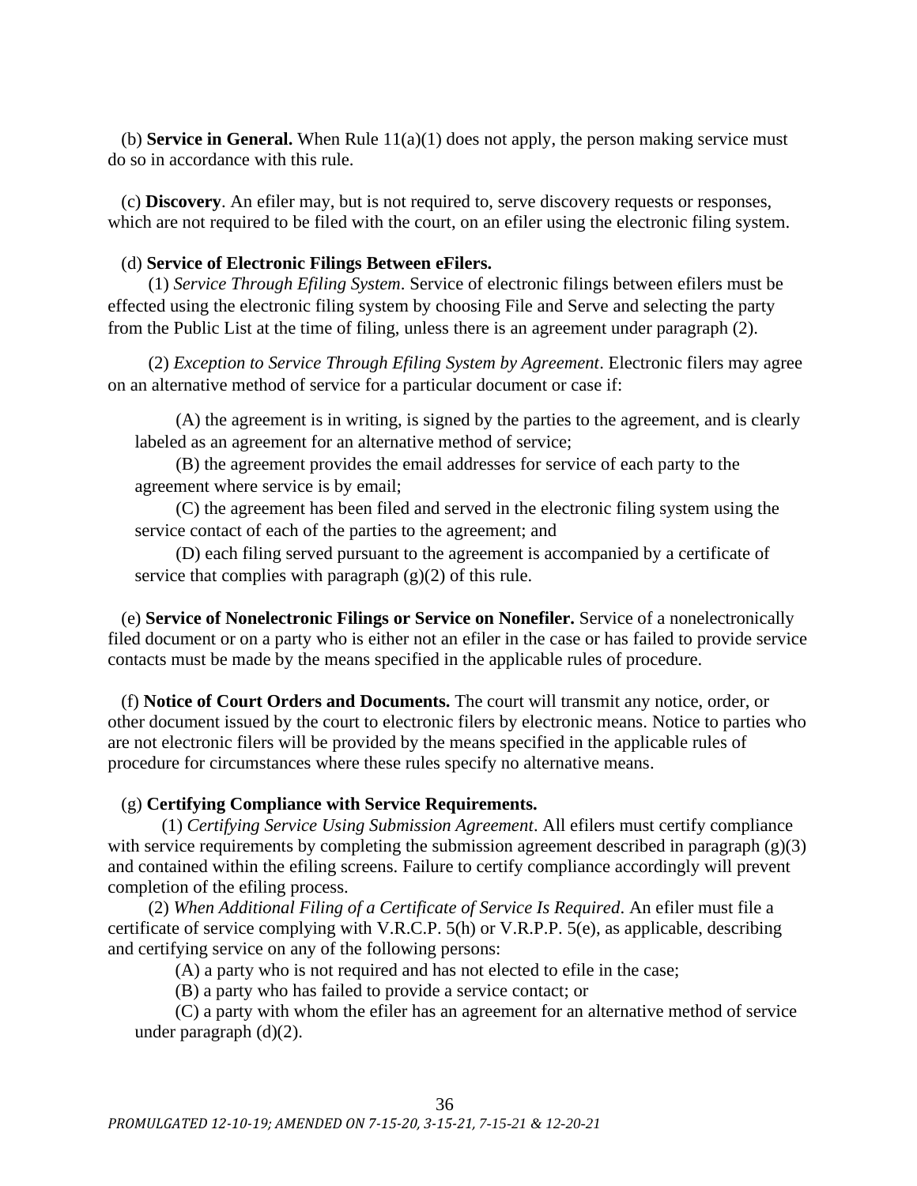(b) **Service in General.** When Rule 11(a)(1) does not apply, the person making service must do so in accordance with this rule.

(c) **Discovery**. An efiler may, but is not required to, serve discovery requests or responses, which are not required to be filed with the court, on an efiler using the electronic filing system.

(d) **Service of Electronic Filings Between eFilers.**

(1) *Service Through Efiling System*. Service of electronic filings between efilers must be effected using the electronic filing system by choosing File and Serve and selecting the party from the Public List at the time of filing, unless there is an agreement under paragraph (2).

(2) *Exception to Service Through Efiling System by Agreement*. Electronic filers may agree on an alternative method of service for a particular document or case if:

(A) the agreement is in writing, is signed by the parties to the agreement, and is clearly labeled as an agreement for an alternative method of service;

(B) the agreement provides the email addresses for service of each party to the agreement where service is by email;

(C) the agreement has been filed and served in the electronic filing system using the service contact of each of the parties to the agreement; and

(D) each filing served pursuant to the agreement is accompanied by a certificate of service that complies with paragraph (g)(2) of this rule.

(e) **Service of Nonelectronic Filings or Service on Nonefiler.** Service of a nonelectronically filed document or on a party who is either not an efiler in the case or has failed to provide service contacts must be made by the means specified in the applicable rules of procedure.

(f) **Notice of Court Orders and Documents.** The court will transmit any notice, order, or other document issued by the court to electronic filers by electronic means. Notice to parties who are not electronic filers will be provided by the means specified in the applicable rules of procedure for circumstances where these rules specify no alternative means.

(g) **Certifying Compliance with Service Requirements.**

(1) *Certifying Service Using Submission Agreement*. All efilers must certify compliance with service requirements by completing the submission agreement described in paragraph (g)(3) and contained within the efiling screens. Failure to certify compliance accordingly will prevent completion of the efiling process.

(2) *When Additional Filing of a Certificate of Service Is Required*. An efiler must file a certificate of service complying with V.R.C.P. 5(h) or V.R.P.P. 5(e), as applicable, describing and certifying service on any of the following persons:

(A) a party who is not required and has not elected to efile in the case;

(B) a party who has failed to provide a service contact; or

(C) a party with whom the efiler has an agreement for an alternative method of service under paragraph (d)(2).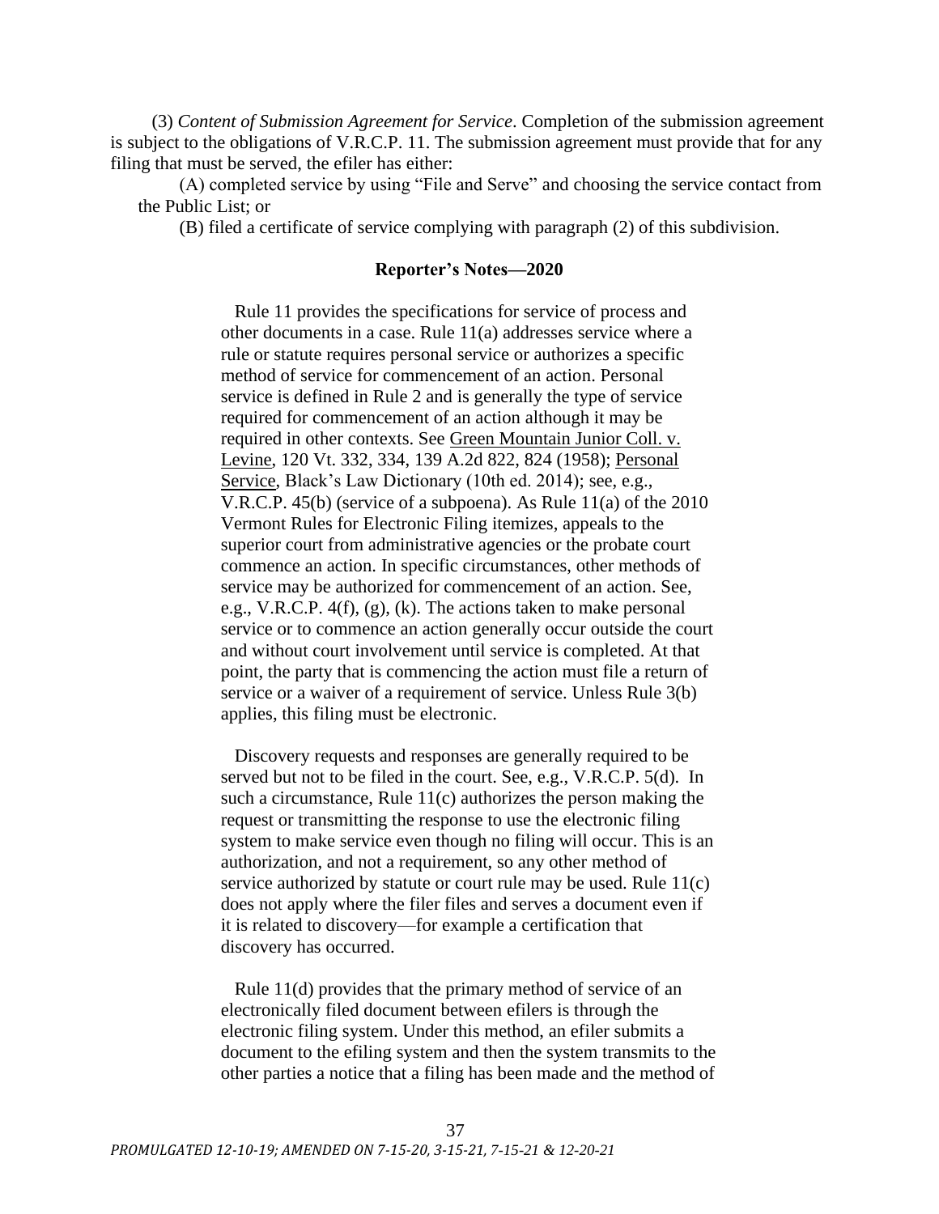(3) *Content of Submission Agreement for Service*. Completion of the submission agreement is subject to the obligations of V.R.C.P. 11. The submission agreement must provide that for any filing that must be served, the efiler has either:

(A) completed service by using "File and Serve" and choosing the service contact from the Public List; or

(B) filed a certificate of service complying with paragraph (2) of this subdivision.

### Reporter's Notes—2020

Rule 11 provides the specifications for service of process and other documents in a case. Rule 11(a) addresses service where a rule or statute requires personal service or authorizes a specific method of service for commencement of an action. Personal service is defined in Rule 2 and is generally the type of service required for commencement of an action although it may be required in other contexts. See Green Mountain Junior Coll. v. Levine, 120 Vt. 332, 334, 139 A.2d 822, 824 (1958); Personal Service, Black's Law Dictionary (10th ed. 2014); see, e.g., V.R.C.P. 45(b) (service of a subpoena). As Rule 11(a) of the 2010 Vermont Rules for Electronic Filing itemizes, appeals to the superior court from administrative agencies or the probate court commence an action. In specific circumstances, other methods of service may be authorized for commencement of an action. See, e.g., V.R.C.P. 4(f), (g), (k). The actions taken to make personal service or to commence an action generally occur outside the court and without court involvement until service is completed. At that point, the party that is commencing the action must file a return of service or a waiver of a requirement of service. Unless Rule 3(b) applies, this filing must be electronic.

Discovery requests and responses are generally required to be served but not to be filed in the court. See, e.g., V.R.C.P. 5(d). In such a circumstance, Rule 11(c) authorizes the person making the request or transmitting the response to use the electronic filing system to make service even though no filing will occur. This is an authorization, and not a requirement, so any other method of service authorized by statute or court rule may be used. Rule 11(c) does not apply where the filer files and serves a document even if it is related to discovery—for example a certification that discovery has occurred.

Rule 11(d) provides that the primary method of service of an electronically filed document between efilers is through the electronic filing system. Under this method, an efiler submits a document to the efiling system and then the system transmits to the other parties a notice that a filing has been made and the method of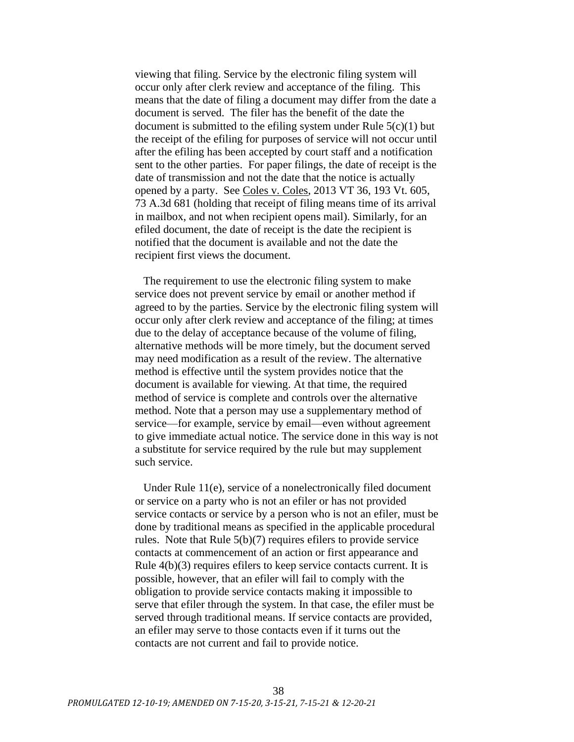viewing that filing. Service by the electronic filing system will occur only after clerk review and acceptance of the filing. This means that the date of filing a document may differ from the date a document is served. The filer has the benefit of the date the document is submitted to the efiling system under Rule 5(c)(1) but the receipt of the efiling for purposes of service will not occur until after the efiling has been accepted by court staff and a notification sent to the other parties. For paper filings, the date of receipt is the date of transmission and not the date that the notice is actually opened by a party. See Coles v. Coles, 2013 VT 36, 193 Vt. 605, 73 A.3d 681 (holding that receipt of filing means time of its arrival in mailbox, and not when recipient opens mail). Similarly, for an efiled document, the date of receipt is the date the recipient is notified that the document is available and not the date the recipient first views the document.

The requirement to use the electronic filing system to make service does not prevent service by email or another method if agreed to by the parties. Service by the electronic filing system will occur only after clerk review and acceptance of the filing; at times due to the delay of acceptance because of the volume of filing, alternative methods will be more timely, but the document served may need modification as a result of the review. The alternative method is effective until the system provides notice that the document is available for viewing. At that time, the required method of service is complete and controls over the alternative method. Note that a person may use a supplementary method of service—for example, service by email—even without agreement to give immediate actual notice. The service done in this way is not a substitute for service required by the rule but may supplement such service.

Under Rule 11(e), service of a nonelectronically filed document or service on a party who is not an efiler or has not provided service contacts or service by a person who is not an efiler, must be done by traditional means as specified in the applicable procedural rules. Note that Rule 5(b)(7) requires efilers to provide service contacts at commencement of an action or first appearance and Rule 4(b)(3) requires efilers to keep service contacts current. It is possible, however, that an efiler will fail to comply with the obligation to provide service contacts making it impossible to serve that efiler through the system. In that case, the efiler must be served through traditional means. If service contacts are provided, an efiler may serve to those contacts even if it turns out the contacts are not current and fail to provide notice.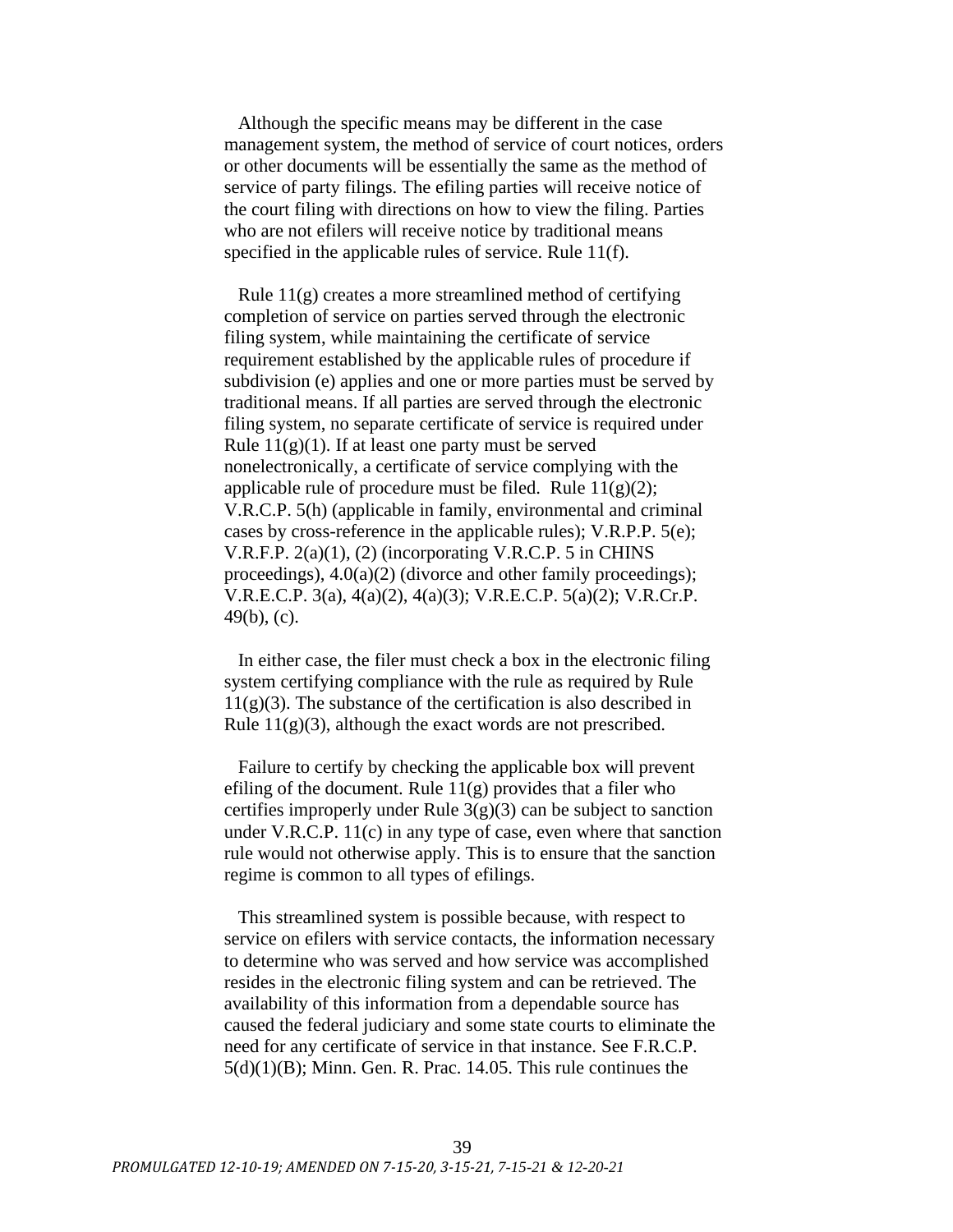Although the specific means may be different in the case management system, the method of service of court notices, orders or other documents will be essentially the same as the method of service of party filings. The efiling parties will receive notice of the court filing with directions on how to view the filing. Parties who are not efilers will receive notice by traditional means specified in the applicable rules of service. Rule 11(f).

Rule 11(g) creates a more streamlined method of certifying completion of service on parties served through the electronic filing system, while maintaining the certificate of service requirement established by the applicable rules of procedure if subdivision (e) applies and one or more parties must be served by traditional means. If all parties are served through the electronic filing system, no separate certificate of service is required under Rule 11(g)(1). If at least one party must be served nonelectronically, a certificate of service complying with the applicable rule of procedure must be filed. Rule 11(g)(2); V.R.C.P. 5(h) (applicable in family, environmental and criminal cases by cross-reference in the applicable rules); V.R.P.P. 5(e); V.R.F.P. 2(a)(1), (2) (incorporating V.R.C.P. 5 in CHINS proceedings), 4.0(a)(2) (divorce and other family proceedings); V.R.E.C.P. 3(a), 4(a)(2), 4(a)(3); V.R.E.C.P. 5(a)(2); V.R.Cr.P. 49(b), (c).

In either case, the filer must check a box in the electronic filing system certifying compliance with the rule as required by Rule 11(g)(3). The substance of the certification is also described in Rule 11(g)(3), although the exact words are not prescribed.

Failure to certify by checking the applicable box will prevent efiling of the document. Rule 11(g) provides that a filer who certifies improperly under Rule 3(g)(3) can be subject to sanction under V.R.C.P. 11(c) in any type of case, even where that sanction rule would not otherwise apply. This is to ensure that the sanction regime is common to all types of efilings.

This streamlined system is possible because, with respect to service on efilers with service contacts, the information necessary to determine who was served and how service was accomplished resides in the electronic filing system and can be retrieved. The availability of this information from a dependable source has caused the federal judiciary and some state courts to eliminate the need for any certificate of service in that instance. See F.R.C.P. 5(d)(1)(B); Minn. Gen. R. Prac. 14.05. This rule continues the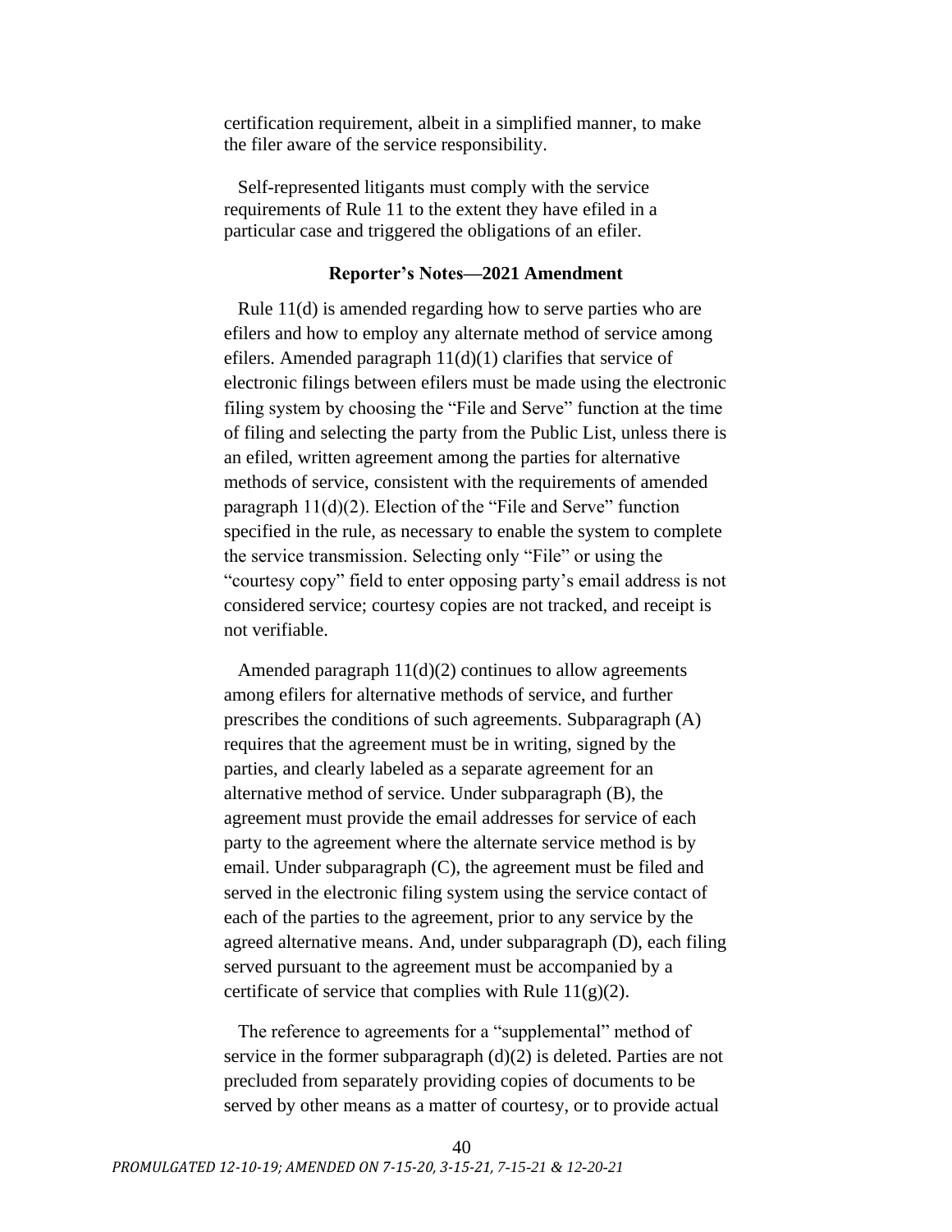certification requirement, albeit in a simplified manner, to make the filer aware of the service responsibility.

Self-represented litigants must comply with the service requirements of Rule 11 to the extent they have efiled in a particular case and triggered the obligations of an efiler.

### Reporter's Notes—2021 Amendment

Rule 11(d) is amended regarding how to serve parties who are efilers and how to employ any alternate method of service among efilers. Amended paragraph 11(d)(1) clarifies that service of electronic filings between efilers must be made using the electronic filing system by choosing the "File and Serve" function at the time of filing and selecting the party from the Public List, unless there is an efiled, written agreement among the parties for alternative methods of service, consistent with the requirements of amended paragraph 11(d)(2). Election of the "File and Serve" function specified in the rule, as necessary to enable the system to complete the service transmission. Selecting only "File" or using the "courtesy copy" field to enter opposing party's email address is not considered service; courtesy copies are not tracked, and receipt is not verifiable.

Amended paragraph 11(d)(2) continues to allow agreements among efilers for alternative methods of service, and further prescribes the conditions of such agreements. Subparagraph (A) requires that the agreement must be in writing, signed by the parties, and clearly labeled as a separate agreement for an alternative method of service. Under subparagraph (B), the agreement must provide the email addresses for service of each party to the agreement where the alternate service method is by email. Under subparagraph (C), the agreement must be filed and served in the electronic filing system using the service contact of each of the parties to the agreement, prior to any service by the agreed alternative means. And, under subparagraph (D), each filing served pursuant to the agreement must be accompanied by a certificate of service that complies with Rule 11(g)(2).

The reference to agreements for a "supplemental" method of service in the former subparagraph (d)(2) is deleted. Parties are not precluded from separately providing copies of documents to be served by other means as a matter of courtesy, or to provide actual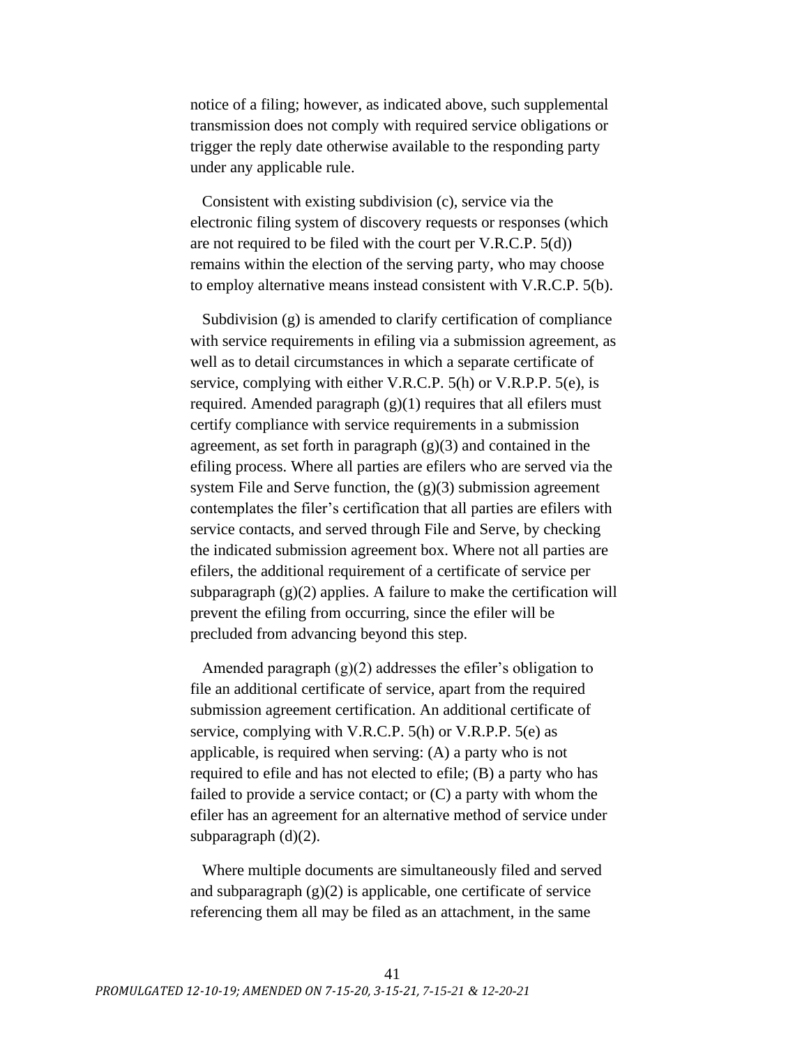notice of a filing; however, as indicated above, such supplemental transmission does not comply with required service obligations or trigger the reply date otherwise available to the responding party under any applicable rule.

Consistent with existing subdivision (c), service via the electronic filing system of discovery requests or responses (which are not required to be filed with the court per V.R.C.P. 5(d)) remains within the election of the serving party, who may choose to employ alternative means instead consistent with V.R.C.P. 5(b).

Subdivision (g) is amended to clarify certification of compliance with service requirements in efiling via a submission agreement, as well as to detail circumstances in which a separate certificate of service, complying with either V.R.C.P. 5(h) or V.R.P.P. 5(e), is required. Amended paragraph (g)(1) requires that all efilers must certify compliance with service requirements in a submission agreement, as set forth in paragraph (g)(3) and contained in the efiling process. Where all parties are efilers who are served via the system File and Serve function, the (g)(3) submission agreement contemplates the filer's certification that all parties are efilers with service contacts, and served through File and Serve, by checking the indicated submission agreement box. Where not all parties are efilers, the additional requirement of a certificate of service per subparagraph (g)(2) applies. A failure to make the certification will prevent the efiling from occurring, since the efiler will be precluded from advancing beyond this step.

Amended paragraph (g)(2) addresses the efiler's obligation to file an additional certificate of service, apart from the required submission agreement certification. An additional certificate of service, complying with V.R.C.P. 5(h) or V.R.P.P. 5(e) as applicable, is required when serving: (A) a party who is not required to efile and has not elected to efile; (B) a party who has failed to provide a service contact; or (C) a party with whom the efiler has an agreement for an alternative method of service under subparagraph (d)(2).

Where multiple documents are simultaneously filed and served and subparagraph (g)(2) is applicable, one certificate of service referencing them all may be filed as an attachment, in the same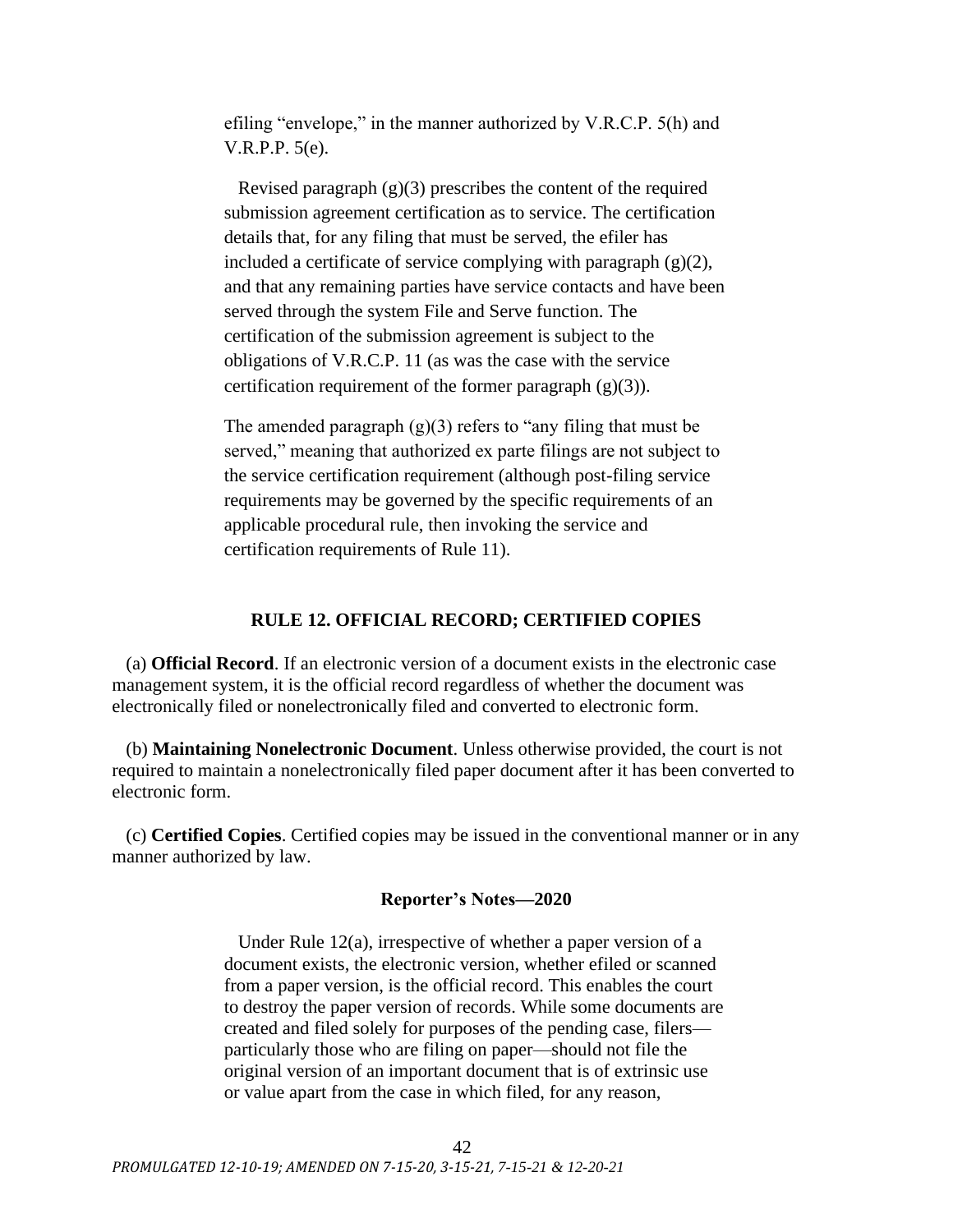efiling "envelope," in the manner authorized by V.R.C.P. 5(h) and V.R.P.P. 5(e).

Revised paragraph (g)(3) prescribes the content of the required submission agreement certification as to service. The certification details that, for any filing that must be served, the efiler has included a certificate of service complying with paragraph (g)(2), and that any remaining parties have service contacts and have been served through the system File and Serve function. The certification of the submission agreement is subject to the obligations of V.R.C.P. 11 (as was the case with the service certification requirement of the former paragraph (g)(3)).

The amended paragraph (g)(3) refers to "any filing that must be served," meaning that authorized ex parte filings are not subject to the service certification requirement (although post-filing service requirements may be governed by the specific requirements of an applicable procedural rule, then invoking the service and certification requirements of Rule 11).

## RULE 12. OFFICIAL RECORD; CERTIFIED COPIES

(a) **Official Record**. If an electronic version of a document exists in the electronic case management system, it is the official record regardless of whether the document was electronically filed or nonelectronically filed and converted to electronic form.

(b) **Maintaining Nonelectronic Document**. Unless otherwise provided, the court is not required to maintain a nonelectronically filed paper document after it has been converted to electronic form.

(c) **Certified Copies**. Certified copies may be issued in the conventional manner or in any manner authorized by law.

### Reporter's Notes—2020

Under Rule 12(a), irrespective of whether a paper version of a document exists, the electronic version, whether efiled or scanned from a paper version, is the official record. This enables the court to destroy the paper version of records. While some documents are created and filed solely for purposes of the pending case, filers—particularly those who are filing on paper—should not file the original version of an important document that is of extrinsic use or value apart from the case in which filed, for any reason,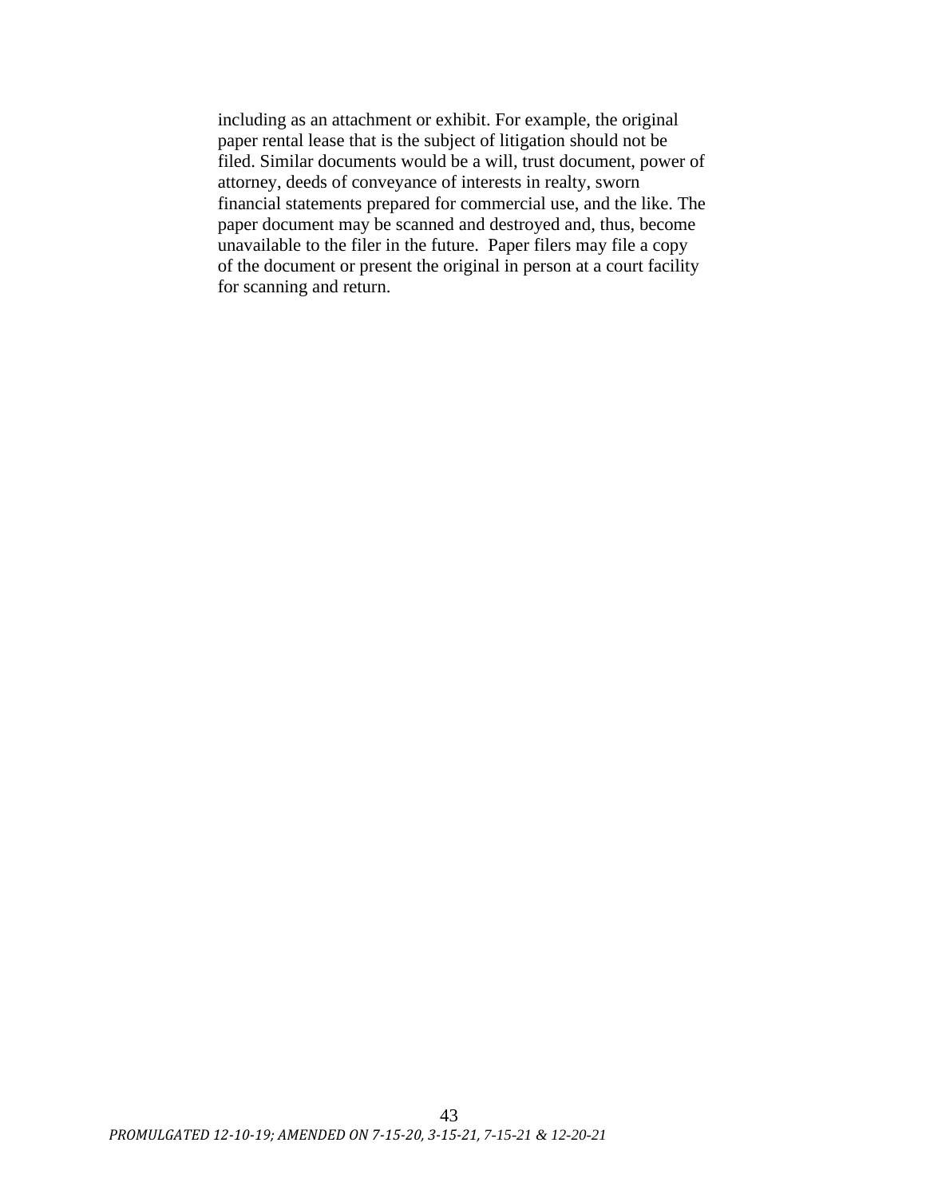including as an attachment or exhibit. For example, the original paper rental lease that is the subject of litigation should not be filed. Similar documents would be a will, trust document, power of attorney, deeds of conveyance of interests in realty, sworn financial statements prepared for commercial use, and the like. The paper document may be scanned and destroyed and, thus, become unavailable to the filer in the future. Paper filers may file a copy of the document or present the original in person at a court facility for scanning and return.